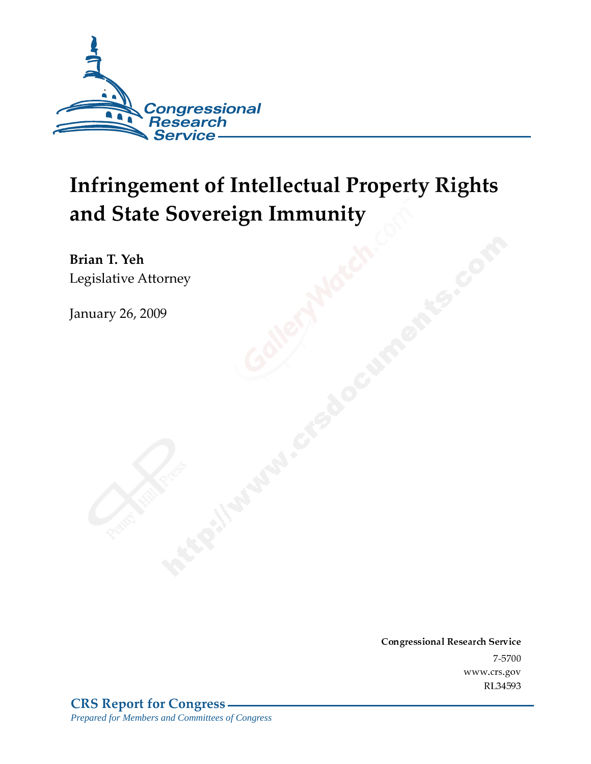Congressional Research Service

# Infringement of Intellectual Property Rights and State Sovereign Immunity

**Brian T. Yeh**
Legislative Attorney

January 26, 2009

**Congressional Research Service**
7-5700
www.crs.gov
RL34593

**CRS Report for Congress**
*Prepared for Members and Committees of Congress*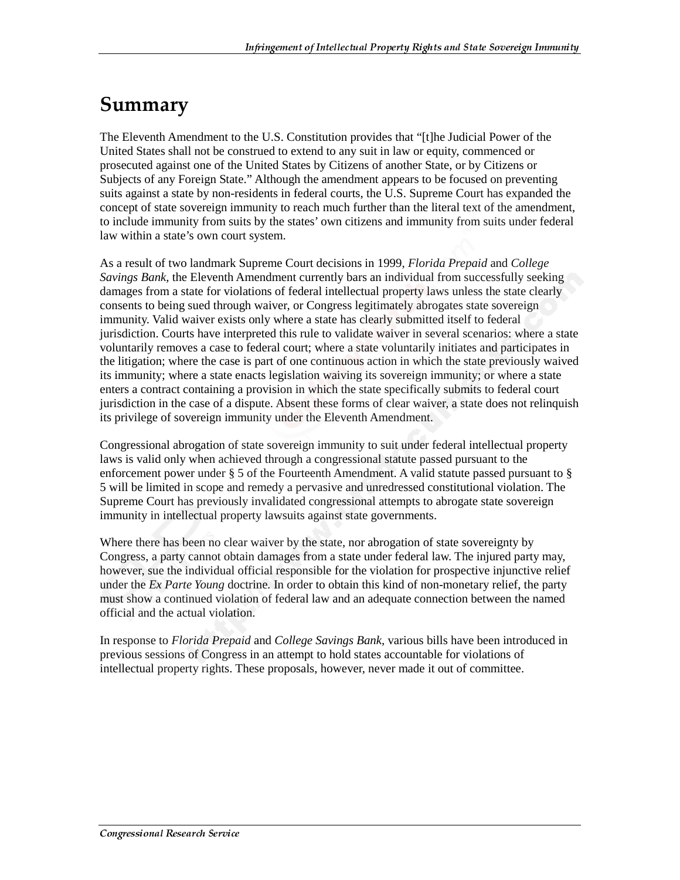# Summary

The Eleventh Amendment to the U.S. Constitution provides that "[t]he Judicial Power of the United States shall not be construed to extend to any suit in law or equity, commenced or prosecuted against one of the United States by Citizens of another State, or by Citizens or Subjects of any Foreign State." Although the amendment appears to be focused on preventing suits against a state by non-residents in federal courts, the U.S. Supreme Court has expanded the concept of state sovereign immunity to reach much further than the literal text of the amendment, to include immunity from suits by the states' own citizens and immunity from suits under federal law within a state's own court system.

As a result of two landmark Supreme Court decisions in 1999, *Florida Prepaid* and *College Savings Bank*, the Eleventh Amendment currently bars an individual from successfully seeking damages from a state for violations of federal intellectual property laws unless the state clearly consents to being sued through waiver, or Congress legitimately abrogates state sovereign immunity. Valid waiver exists only where a state has clearly submitted itself to federal jurisdiction. Courts have interpreted this rule to validate waiver in several scenarios: where a state voluntarily removes a case to federal court; where a state voluntarily initiates and participates in the litigation; where the case is part of one continuous action in which the state previously waived its immunity; where a state enacts legislation waiving its sovereign immunity; or where a state enters a contract containing a provision in which the state specifically submits to federal court jurisdiction in the case of a dispute. Absent these forms of clear waiver, a state does not relinquish its privilege of sovereign immunity under the Eleventh Amendment.

Congressional abrogation of state sovereign immunity to suit under federal intellectual property laws is valid only when achieved through a congressional statute passed pursuant to the enforcement power under § 5 of the Fourteenth Amendment. A valid statute passed pursuant to § 5 will be limited in scope and remedy a pervasive and unredressed constitutional violation. The Supreme Court has previously invalidated congressional attempts to abrogate state sovereign immunity in intellectual property lawsuits against state governments.

Where there has been no clear waiver by the state, nor abrogation of state sovereignty by Congress, a party cannot obtain damages from a state under federal law. The injured party may, however, sue the individual official responsible for the violation for prospective injunctive relief under the *Ex Parte Young* doctrine. In order to obtain this kind of non-monetary relief, the party must show a continued violation of federal law and an adequate connection between the named official and the actual violation.

In response to *Florida Prepaid* and *College Savings Bank*, various bills have been introduced in previous sessions of Congress in an attempt to hold states accountable for violations of intellectual property rights. These proposals, however, never made it out of committee.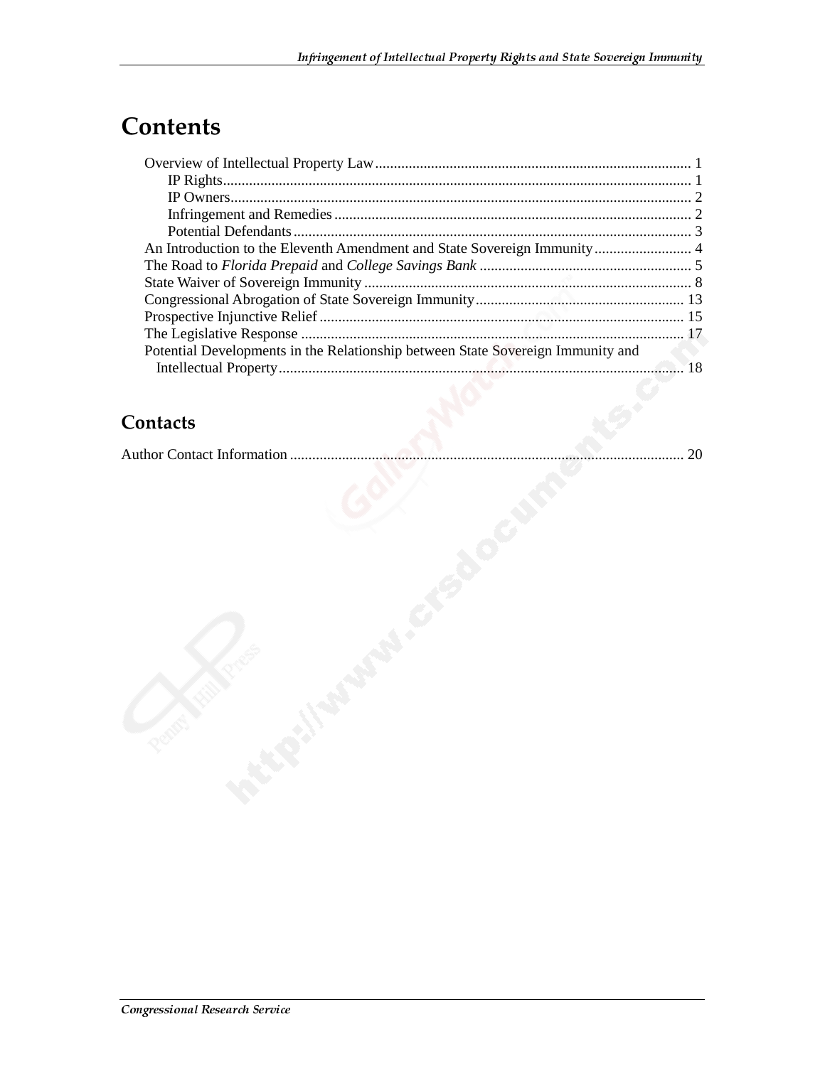# Contents

Overview of Intellectual Property Law ..................................................................................... 1
- IP Rights ............................................................................................................................. 1
- IP Owners ........................................................................................................................... 2
- Infringement and Remedies ................................................................................................ 2
- Potential Defendants ........................................................................................................... 3

An Introduction to the Eleventh Amendment and State Sovereign Immunity .......................... 4

The Road to *Florida Prepaid* and *College Savings Bank* ......................................................... 5

State Waiver of Sovereign Immunity ........................................................................................ 8

Congressional Abrogation of State Sovereign Immunity ........................................................ 13

Prospective Injunctive Relief .................................................................................................. 15

The Legislative Response ....................................................................................................... 17

Potential Developments in the Relationship between State Sovereign Immunity and Intellectual Property ............................................................................................................ 18

## Contacts

Author Contact Information .......................................................................................................... 20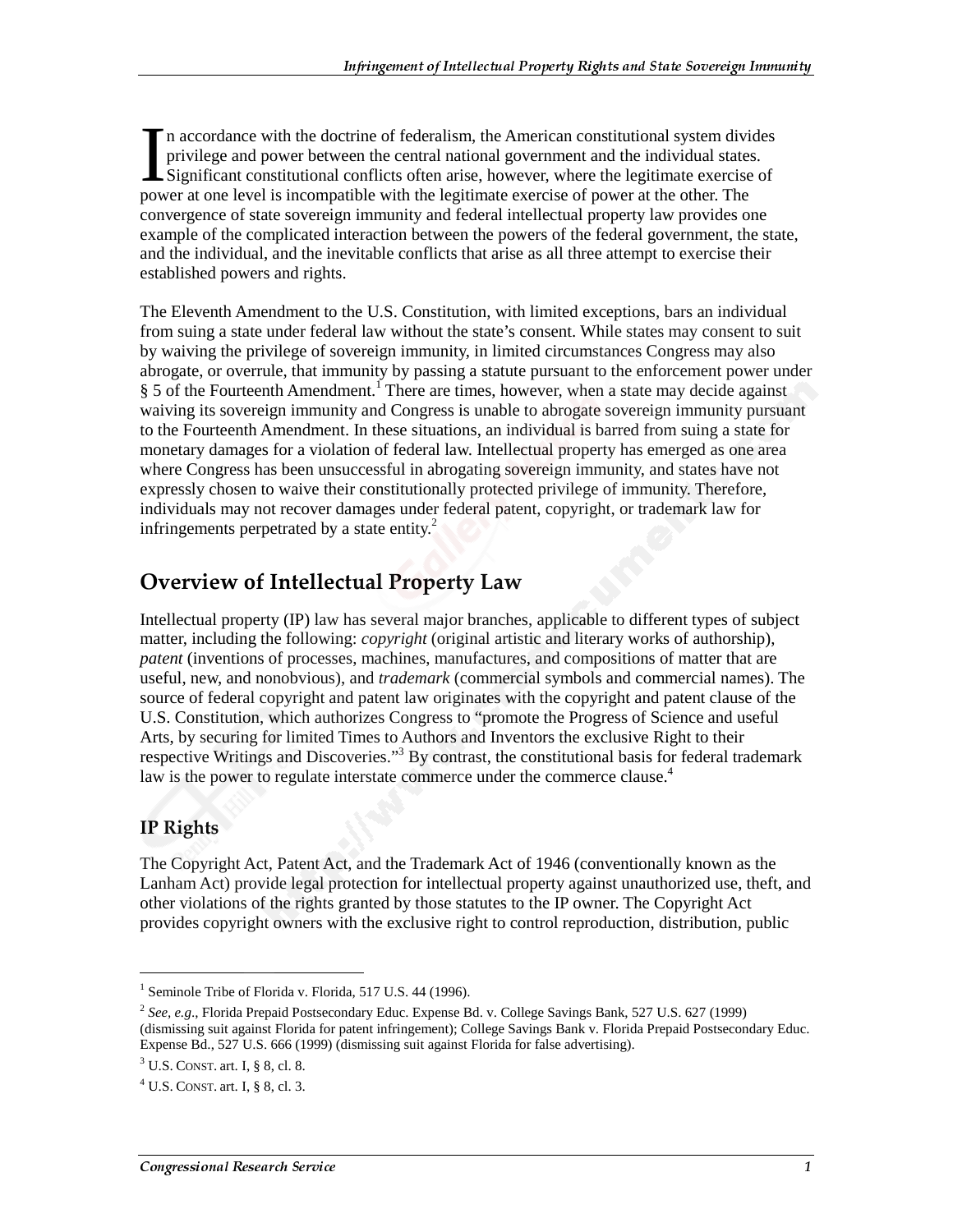In accordance with the doctrine of federalism, the American constitutional system divides privilege and power between the central national government and the individual states. Significant constitutional conflicts often arise, however, where the legitimate exercise of power at one level is incompatible with the legitimate exercise of power at the other. The convergence of state sovereign immunity and federal intellectual property law provides one example of the complicated interaction between the powers of the federal government, the state, and the individual, and the inevitable conflicts that arise as all three attempt to exercise their established powers and rights.

The Eleventh Amendment to the U.S. Constitution, with limited exceptions, bars an individual from suing a state under federal law without the state's consent. While states may consent to suit by waiving the privilege of sovereign immunity, in limited circumstances Congress may also abrogate, or overrule, that immunity by passing a statute pursuant to the enforcement power under § 5 of the Fourteenth Amendment.[1] There are times, however, when a state may decide against waiving its sovereign immunity and Congress is unable to abrogate sovereign immunity pursuant to the Fourteenth Amendment. In these situations, an individual is barred from suing a state for monetary damages for a violation of federal law. Intellectual property has emerged as one area where Congress has been unsuccessful in abrogating sovereign immunity, and states have not expressly chosen to waive their constitutionally protected privilege of immunity. Therefore, individuals may not recover damages under federal patent, copyright, or trademark law for infringements perpetrated by a state entity.[2]

## Overview of Intellectual Property Law

Intellectual property (IP) law has several major branches, applicable to different types of subject matter, including the following: *copyright* (original artistic and literary works of authorship), *patent* (inventions of processes, machines, manufactures, and compositions of matter that are useful, new, and nonobvious), and *trademark* (commercial symbols and commercial names). The source of federal copyright and patent law originates with the copyright and patent clause of the U.S. Constitution, which authorizes Congress to "promote the Progress of Science and useful Arts, by securing for limited Times to Authors and Inventors the exclusive Right to their respective Writings and Discoveries."[3] By contrast, the constitutional basis for federal trademark law is the power to regulate interstate commerce under the commerce clause.[4]

### IP Rights

The Copyright Act, Patent Act, and the Trademark Act of 1946 (conventionally known as the Lanham Act) provide legal protection for intellectual property against unauthorized use, theft, and other violations of the rights granted by those statutes to the IP owner. The Copyright Act provides copyright owners with the exclusive right to control reproduction, distribution, public

---

[1] Seminole Tribe of Florida v. Florida, 517 U.S. 44 (1996).

[2] *See, e.g*., Florida Prepaid Postsecondary Educ. Expense Bd. v. College Savings Bank, 527 U.S. 627 (1999) (dismissing suit against Florida for patent infringement); College Savings Bank v. Florida Prepaid Postsecondary Educ. Expense Bd., 527 U.S. 666 (1999) (dismissing suit against Florida for false advertising).

[3] U.S. CONST. art. I, § 8, cl. 8.

[4] U.S. CONST. art. I, § 8, cl. 3.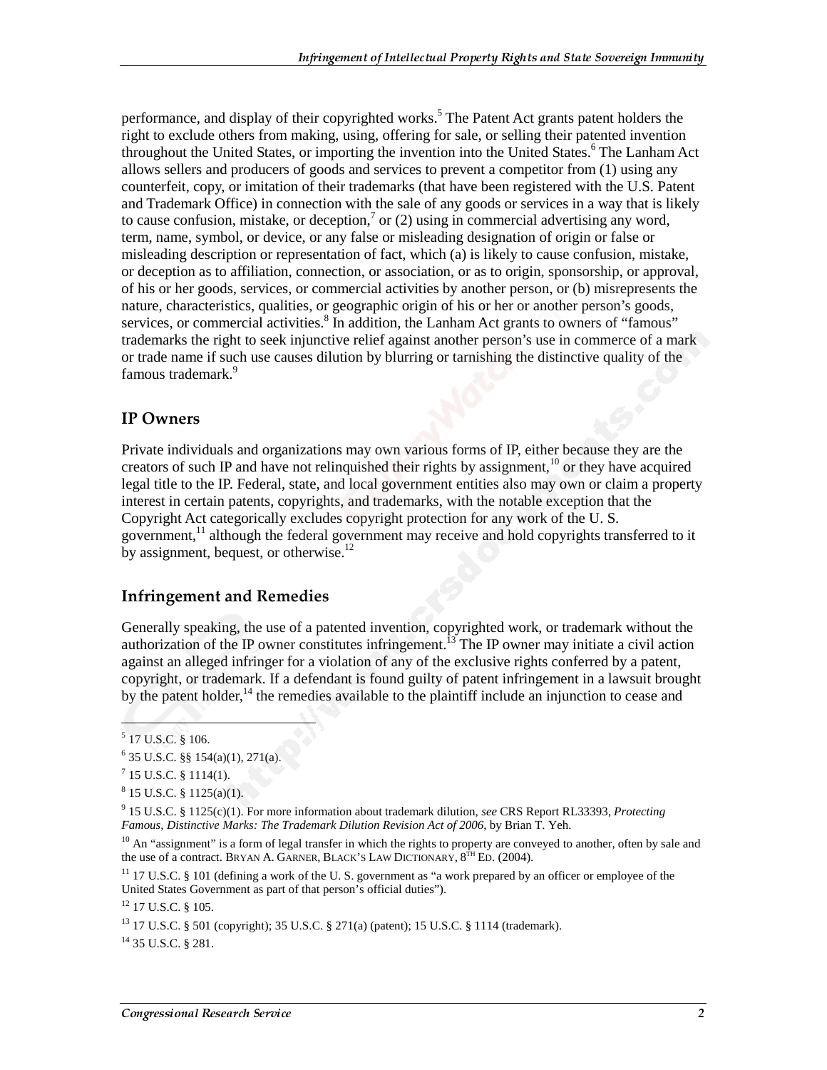performance, and display of their copyrighted works.[5] The Patent Act grants patent holders the right to exclude others from making, using, offering for sale, or selling their patented invention throughout the United States, or importing the invention into the United States.[6] The Lanham Act allows sellers and producers of goods and services to prevent a competitor from (1) using any counterfeit, copy, or imitation of their trademarks (that have been registered with the U.S. Patent and Trademark Office) in connection with the sale of any goods or services in a way that is likely to cause confusion, mistake, or deception,[7] or (2) using in commercial advertising any word, term, name, symbol, or device, or any false or misleading designation of origin or false or misleading description or representation of fact, which (a) is likely to cause confusion, mistake, or deception as to affiliation, connection, or association, or as to origin, sponsorship, or approval, of his or her goods, services, or commercial activities by another person, or (b) misrepresents the nature, characteristics, qualities, or geographic origin of his or her or another person's goods, services, or commercial activities.[8] In addition, the Lanham Act grants to owners of "famous" trademarks the right to seek injunctive relief against another person's use in commerce of a mark or trade name if such use causes dilution by blurring or tarnishing the distinctive quality of the famous trademark.[9]

## IP Owners

Private individuals and organizations may own various forms of IP, either because they are the creators of such IP and have not relinquished their rights by assignment,[10] or they have acquired legal title to the IP. Federal, state, and local government entities also may own or claim a property interest in certain patents, copyrights, and trademarks, with the notable exception that the Copyright Act categorically excludes copyright protection for any work of the U. S. government,[11] although the federal government may receive and hold copyrights transferred to it by assignment, bequest, or otherwise.[12]

## Infringement and Remedies

Generally speaking, the use of a patented invention, copyrighted work, or trademark without the authorization of the IP owner constitutes infringement.[13] The IP owner may initiate a civil action against an alleged infringer for a violation of any of the exclusive rights conferred by a patent, copyright, or trademark. If a defendant is found guilty of patent infringement in a lawsuit brought by the patent holder,[14] the remedies available to the plaintiff include an injunction to cease and

---

[5] 17 U.S.C. § 106.

[6] 35 U.S.C. §§ 154(a)(1), 271(a).

[7] 15 U.S.C. § 1114(1).

[8] 15 U.S.C. § 1125(a)(1).

[9] 15 U.S.C. § 1125(c)(1). For more information about trademark dilution, *see* CRS Report RL33393, *Protecting Famous, Distinctive Marks: The Trademark Dilution Revision Act of 2006*, by Brian T. Yeh.

[10] An "assignment" is a form of legal transfer in which the rights to property are conveyed to another, often by sale and the use of a contract. BRYAN A. GARNER, BLACK'S LAW DICTIONARY, 8TH ED. (2004).

[11] 17 U.S.C. § 101 (defining a work of the U. S. government as "a work prepared by an officer or employee of the United States Government as part of that person's official duties").

[12] 17 U.S.C. § 105.

[13] 17 U.S.C. § 501 (copyright); 35 U.S.C. § 271(a) (patent); 15 U.S.C. § 1114 (trademark).

[14] 35 U.S.C. § 281.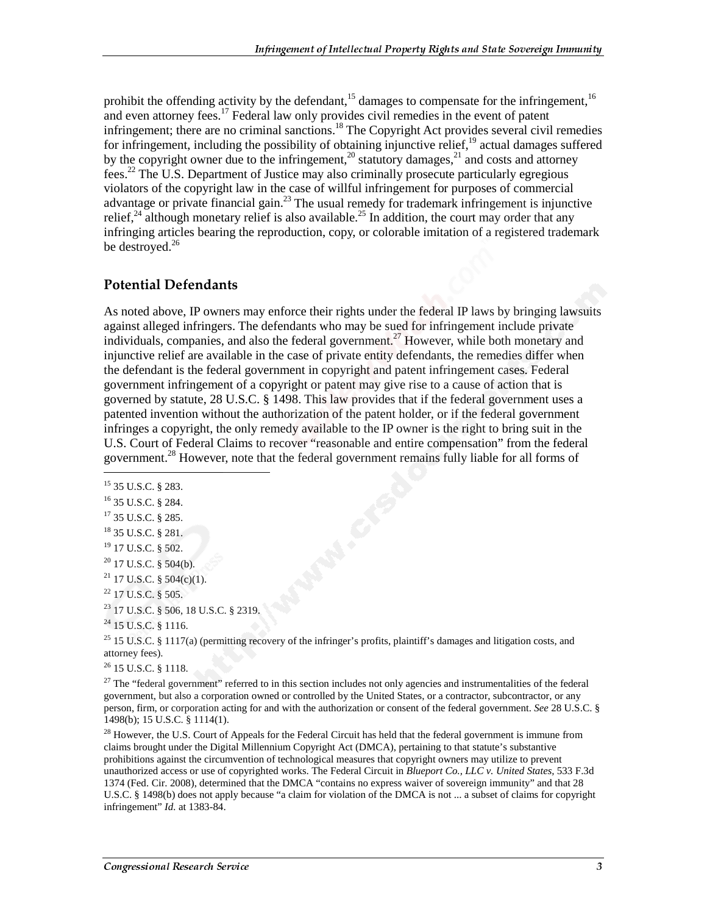prohibit the offending activity by the defendant,[15] damages to compensate for the infringement,[16] and even attorney fees.[17] Federal law only provides civil remedies in the event of patent infringement; there are no criminal sanctions.[18] The Copyright Act provides several civil remedies for infringement, including the possibility of obtaining injunctive relief,[19] actual damages suffered by the copyright owner due to the infringement,[20] statutory damages,[21] and costs and attorney fees.[22] The U.S. Department of Justice may also criminally prosecute particularly egregious violators of the copyright law in the case of willful infringement for purposes of commercial advantage or private financial gain.[23] The usual remedy for trademark infringement is injunctive relief,[24] although monetary relief is also available.[25] In addition, the court may order that any infringing articles bearing the reproduction, copy, or colorable imitation of a registered trademark be destroyed.[26]

## Potential Defendants

As noted above, IP owners may enforce their rights under the federal IP laws by bringing lawsuits against alleged infringers. The defendants who may be sued for infringement include private individuals, companies, and also the federal government.[27] However, while both monetary and injunctive relief are available in the case of private entity defendants, the remedies differ when the defendant is the federal government in copyright and patent infringement cases. Federal government infringement of a copyright or patent may give rise to a cause of action that is governed by statute, 28 U.S.C. § 1498. This law provides that if the federal government uses a patented invention without the authorization of the patent holder, or if the federal government infringes a copyright, the only remedy available to the IP owner is the right to bring suit in the U.S. Court of Federal Claims to recover "reasonable and entire compensation" from the federal government.[28] However, note that the federal government remains fully liable for all forms of

---

[15] 35 U.S.C. § 283.

[16] 35 U.S.C. § 284.

[17] 35 U.S.C. § 285.

[18] 35 U.S.C. § 281.

[19] 17 U.S.C. § 502.

[20] 17 U.S.C. § 504(b).

[21] 17 U.S.C. § 504(c)(1).

[22] 17 U.S.C. § 505.

[23] 17 U.S.C. § 506, 18 U.S.C. § 2319.

[24] 15 U.S.C. § 1116.

[25] 15 U.S.C. § 1117(a) (permitting recovery of the infringer's profits, plaintiff's damages and litigation costs, and attorney fees).

[26] 15 U.S.C. § 1118.

[27] The "federal government" referred to in this section includes not only agencies and instrumentalities of the federal government, but also a corporation owned or controlled by the United States, or a contractor, subcontractor, or any person, firm, or corporation acting for and with the authorization or consent of the federal government. *See* 28 U.S.C. § 1498(b); 15 U.S.C. § 1114(1).

[28] However, the U.S. Court of Appeals for the Federal Circuit has held that the federal government is immune from claims brought under the Digital Millennium Copyright Act (DMCA), pertaining to that statute's substantive prohibitions against the circumvention of technological measures that copyright owners may utilize to prevent unauthorized access or use of copyrighted works. The Federal Circuit in *Blueport Co., LLC v. United States*, 533 F.3d 1374 (Fed. Cir. 2008), determined that the DMCA "contains no express waiver of sovereign immunity" and that 28 U.S.C. § 1498(b) does not apply because "a claim for violation of the DMCA is not ... a subset of claims for copyright infringement" *Id.* at 1383-84.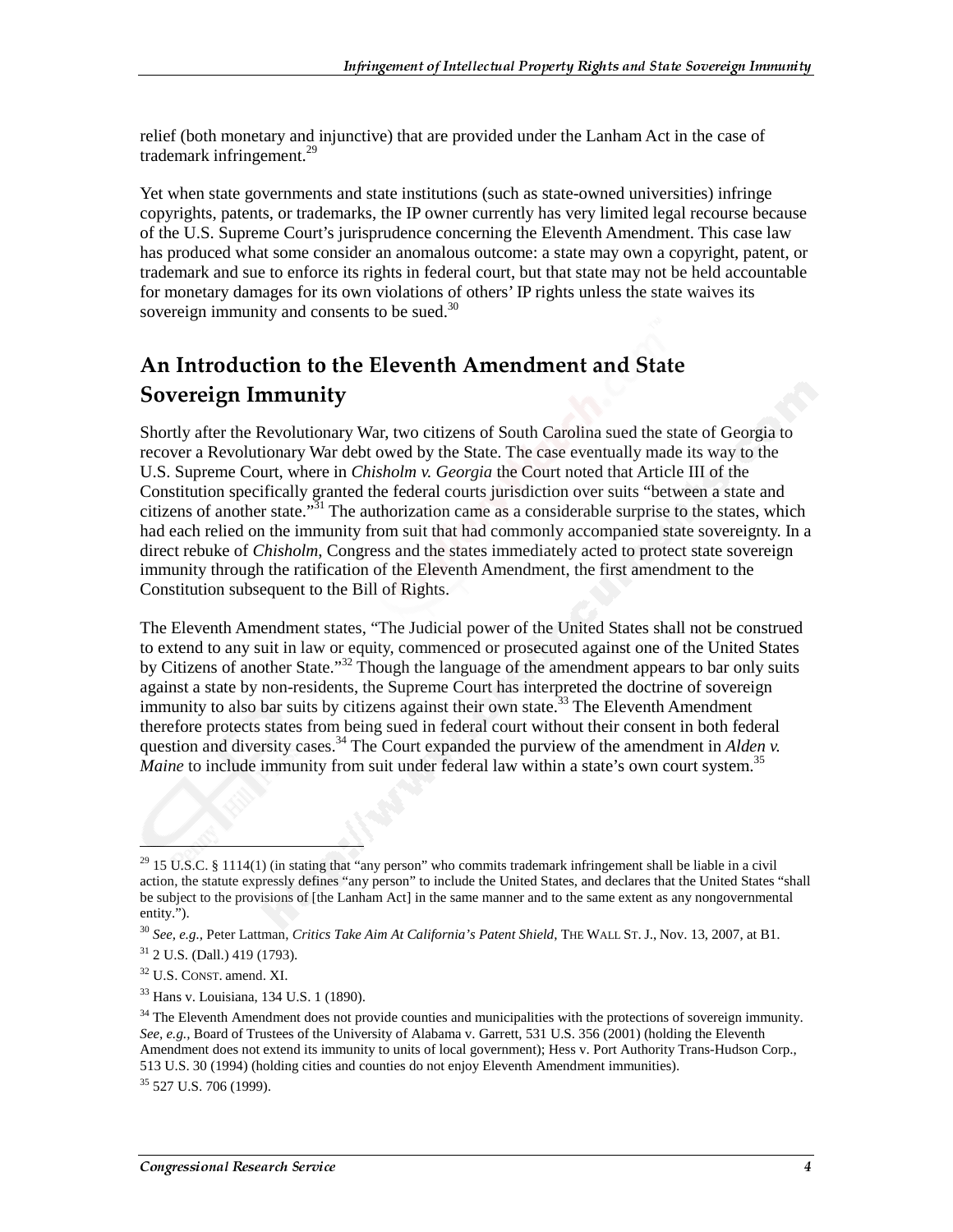relief (both monetary and injunctive) that are provided under the Lanham Act in the case of trademark infringement.[29]

Yet when state governments and state institutions (such as state-owned universities) infringe copyrights, patents, or trademarks, the IP owner currently has very limited legal recourse because of the U.S. Supreme Court's jurisprudence concerning the Eleventh Amendment. This case law has produced what some consider an anomalous outcome: a state may own a copyright, patent, or trademark and sue to enforce its rights in federal court, but that state may not be held accountable for monetary damages for its own violations of others' IP rights unless the state waives its sovereign immunity and consents to be sued.[30]

## An Introduction to the Eleventh Amendment and State Sovereign Immunity

Shortly after the Revolutionary War, two citizens of South Carolina sued the state of Georgia to recover a Revolutionary War debt owed by the State. The case eventually made its way to the U.S. Supreme Court, where in *Chisholm v. Georgia* the Court noted that Article III of the Constitution specifically granted the federal courts jurisdiction over suits "between a state and citizens of another state."[31] The authorization came as a considerable surprise to the states, which had each relied on the immunity from suit that had commonly accompanied state sovereignty. In a direct rebuke of *Chisholm*, Congress and the states immediately acted to protect state sovereign immunity through the ratification of the Eleventh Amendment, the first amendment to the Constitution subsequent to the Bill of Rights.

The Eleventh Amendment states, "The Judicial power of the United States shall not be construed to extend to any suit in law or equity, commenced or prosecuted against one of the United States by Citizens of another State."[32] Though the language of the amendment appears to bar only suits against a state by non-residents, the Supreme Court has interpreted the doctrine of sovereign immunity to also bar suits by citizens against their own state.[33] The Eleventh Amendment therefore protects states from being sued in federal court without their consent in both federal question and diversity cases.[34] The Court expanded the purview of the amendment in *Alden v. Maine* to include immunity from suit under federal law within a state's own court system.[35]

---

[29] 15 U.S.C. § 1114(1) (in stating that "any person" who commits trademark infringement shall be liable in a civil action, the statute expressly defines "any person" to include the United States, and declares that the United States "shall be subject to the provisions of [the Lanham Act] in the same manner and to the same extent as any nongovernmental entity.").

[30] *See, e.g.*, Peter Lattman, *Critics Take Aim At California's Patent Shield*, THE WALL ST. J., Nov. 13, 2007, at B1.

[31] 2 U.S. (Dall.) 419 (1793).

[32] U.S. CONST. amend. XI.

[33] Hans v. Louisiana, 134 U.S. 1 (1890).

[34] The Eleventh Amendment does not provide counties and municipalities with the protections of sovereign immunity. *See, e.g.*, Board of Trustees of the University of Alabama v. Garrett, 531 U.S. 356 (2001) (holding the Eleventh Amendment does not extend its immunity to units of local government); Hess v. Port Authority Trans-Hudson Corp., 513 U.S. 30 (1994) (holding cities and counties do not enjoy Eleventh Amendment immunities).

[35] 527 U.S. 706 (1999).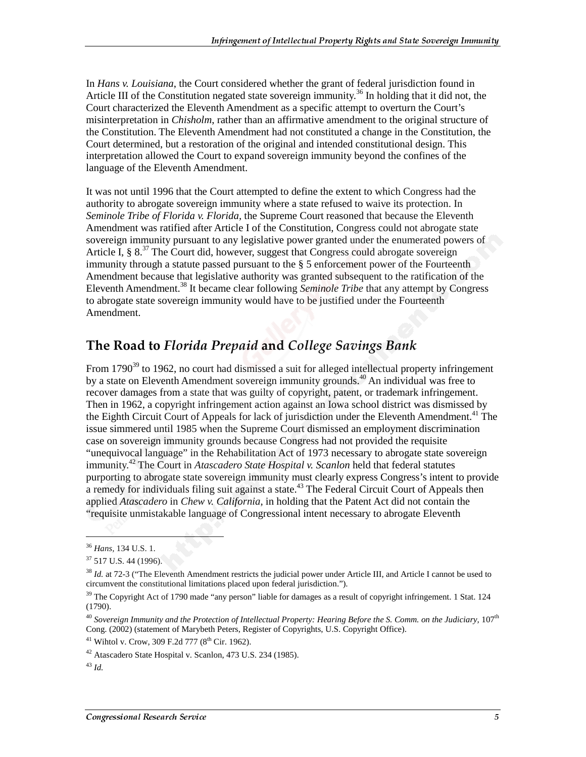In *Hans v. Louisiana*, the Court considered whether the grant of federal jurisdiction found in Article III of the Constitution negated state sovereign immunity.[36] In holding that it did not, the Court characterized the Eleventh Amendment as a specific attempt to overturn the Court's misinterpretation in *Chisholm*, rather than an affirmative amendment to the original structure of the Constitution. The Eleventh Amendment had not constituted a change in the Constitution, the Court determined, but a restoration of the original and intended constitutional design. This interpretation allowed the Court to expand sovereign immunity beyond the confines of the language of the Eleventh Amendment.

It was not until 1996 that the Court attempted to define the extent to which Congress had the authority to abrogate sovereign immunity where a state refused to waive its protection. In *Seminole Tribe of Florida v. Florida*, the Supreme Court reasoned that because the Eleventh Amendment was ratified after Article I of the Constitution, Congress could not abrogate state sovereign immunity pursuant to any legislative power granted under the enumerated powers of Article I, § 8.[37] The Court did, however, suggest that Congress could abrogate sovereign immunity through a statute passed pursuant to the § 5 enforcement power of the Fourteenth Amendment because that legislative authority was granted subsequent to the ratification of the Eleventh Amendment.[38] It became clear following *Seminole Tribe* that any attempt by Congress to abrogate state sovereign immunity would have to be justified under the Fourteenth Amendment.

## The Road to *Florida Prepaid* and *College Savings Bank*

From 1790[39] to 1962, no court had dismissed a suit for alleged intellectual property infringement by a state on Eleventh Amendment sovereign immunity grounds.[40] An individual was free to recover damages from a state that was guilty of copyright, patent, or trademark infringement. Then in 1962, a copyright infringement action against an Iowa school district was dismissed by the Eighth Circuit Court of Appeals for lack of jurisdiction under the Eleventh Amendment.[41] The issue simmered until 1985 when the Supreme Court dismissed an employment discrimination case on sovereign immunity grounds because Congress had not provided the requisite "unequivocal language" in the Rehabilitation Act of 1973 necessary to abrogate state sovereign immunity.[42] The Court in *Atascadero State Hospital v. Scanlon* held that federal statutes purporting to abrogate state sovereign immunity must clearly express Congress's intent to provide a remedy for individuals filing suit against a state.[43] The Federal Circuit Court of Appeals then applied *Atascadero* in *Chew v. California*, in holding that the Patent Act did not contain the "requisite unmistakable language of Congressional intent necessary to abrogate Eleventh

---

[36] *Hans*, 134 U.S. 1.

[37] 517 U.S. 44 (1996).

[38] *Id.* at 72-3 ("The Eleventh Amendment restricts the judicial power under Article III, and Article I cannot be used to circumvent the constitutional limitations placed upon federal jurisdiction.").

[39] The Copyright Act of 1790 made "any person" liable for damages as a result of copyright infringement. 1 Stat. 124 (1790).

[40] *Sovereign Immunity and the Protection of Intellectual Property: Hearing Before the S. Comm. on the Judiciary*, 107th Cong. (2002) (statement of Marybeth Peters, Register of Copyrights, U.S. Copyright Office).

[41] Wihtol v. Crow, 309 F.2d 777 (8th Cir. 1962).

[42] Atascadero State Hospital v. Scanlon, 473 U.S. 234 (1985).

[43] *Id.*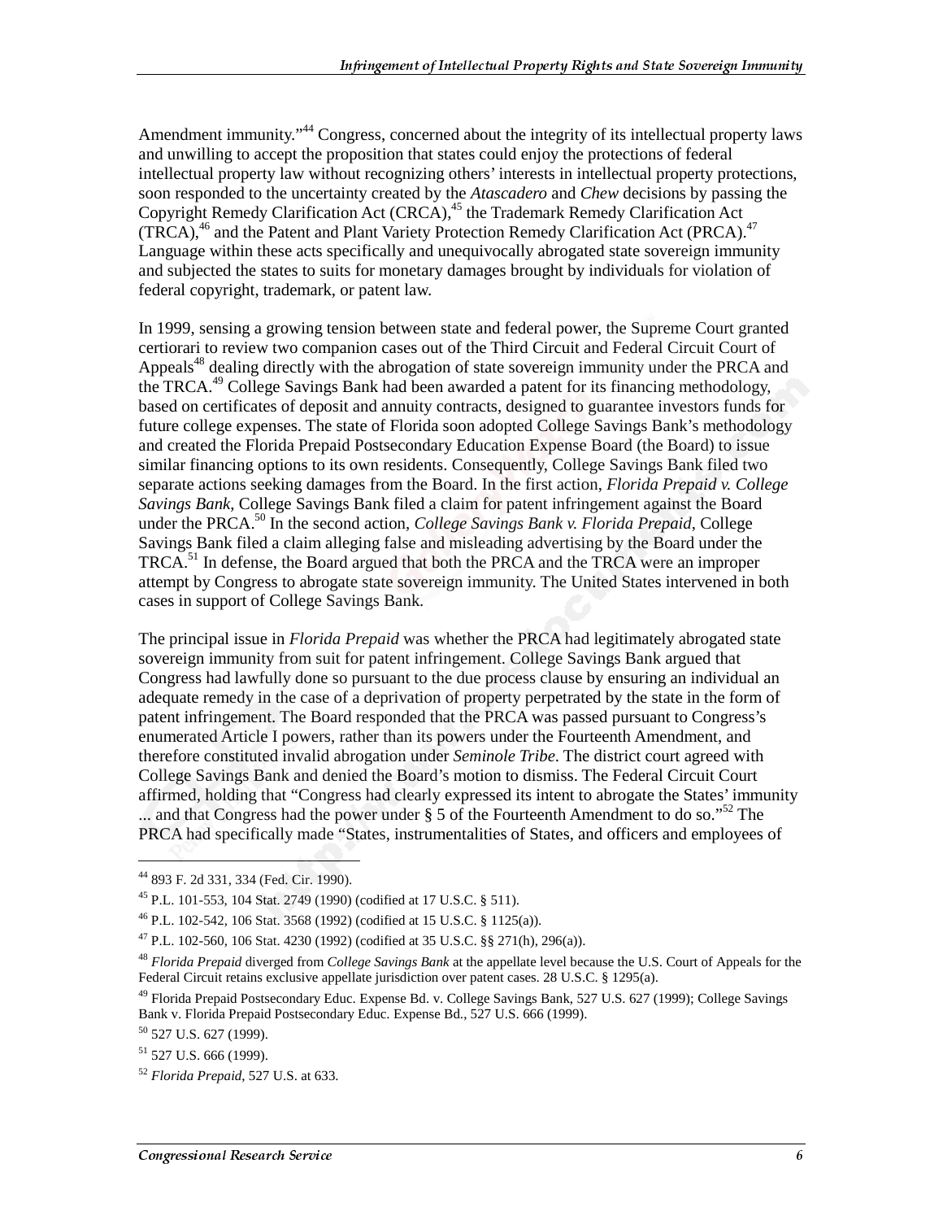Amendment immunity."[44] Congress, concerned about the integrity of its intellectual property laws and unwilling to accept the proposition that states could enjoy the protections of federal intellectual property law without recognizing others' interests in intellectual property protections, soon responded to the uncertainty created by the *Atascadero* and *Chew* decisions by passing the Copyright Remedy Clarification Act (CRCA),[45] the Trademark Remedy Clarification Act (TRCA),[46] and the Patent and Plant Variety Protection Remedy Clarification Act (PRCA).[47] Language within these acts specifically and unequivocally abrogated state sovereign immunity and subjected the states to suits for monetary damages brought by individuals for violation of federal copyright, trademark, or patent law.

In 1999, sensing a growing tension between state and federal power, the Supreme Court granted certiorari to review two companion cases out of the Third Circuit and Federal Circuit Court of Appeals[48] dealing directly with the abrogation of state sovereign immunity under the PRCA and the TRCA.[49] College Savings Bank had been awarded a patent for its financing methodology, based on certificates of deposit and annuity contracts, designed to guarantee investors funds for future college expenses. The state of Florida soon adopted College Savings Bank's methodology and created the Florida Prepaid Postsecondary Education Expense Board (the Board) to issue similar financing options to its own residents. Consequently, College Savings Bank filed two separate actions seeking damages from the Board. In the first action, *Florida Prepaid v. College Savings Bank*, College Savings Bank filed a claim for patent infringement against the Board under the PRCA.[50] In the second action, *College Savings Bank v. Florida Prepaid*, College Savings Bank filed a claim alleging false and misleading advertising by the Board under the TRCA.[51] In defense, the Board argued that both the PRCA and the TRCA were an improper attempt by Congress to abrogate state sovereign immunity. The United States intervened in both cases in support of College Savings Bank.

The principal issue in *Florida Prepaid* was whether the PRCA had legitimately abrogated state sovereign immunity from suit for patent infringement. College Savings Bank argued that Congress had lawfully done so pursuant to the due process clause by ensuring an individual an adequate remedy in the case of a deprivation of property perpetrated by the state in the form of patent infringement. The Board responded that the PRCA was passed pursuant to Congress's enumerated Article I powers, rather than its powers under the Fourteenth Amendment, and therefore constituted invalid abrogation under *Seminole Tribe*. The district court agreed with College Savings Bank and denied the Board's motion to dismiss. The Federal Circuit Court affirmed, holding that "Congress had clearly expressed its intent to abrogate the States' immunity ... and that Congress had the power under § 5 of the Fourteenth Amendment to do so."[52] The PRCA had specifically made "States, instrumentalities of States, and officers and employees of

---

[44] 893 F. 2d 331, 334 (Fed. Cir. 1990).

[45] P.L. 101-553, 104 Stat. 2749 (1990) (codified at 17 U.S.C. § 511).

[46] P.L. 102-542, 106 Stat. 3568 (1992) (codified at 15 U.S.C. § 1125(a)).

[47] P.L. 102-560, 106 Stat. 4230 (1992) (codified at 35 U.S.C. §§ 271(h), 296(a)).

[48] *Florida Prepaid* diverged from *College Savings Bank* at the appellate level because the U.S. Court of Appeals for the Federal Circuit retains exclusive appellate jurisdiction over patent cases. 28 U.S.C. § 1295(a).

[49] Florida Prepaid Postsecondary Educ. Expense Bd. v. College Savings Bank, 527 U.S. 627 (1999); College Savings Bank v. Florida Prepaid Postsecondary Educ. Expense Bd., 527 U.S. 666 (1999).

[50] 527 U.S. 627 (1999).

[51] 527 U.S. 666 (1999).

[52] *Florida Prepaid*, 527 U.S. at 633.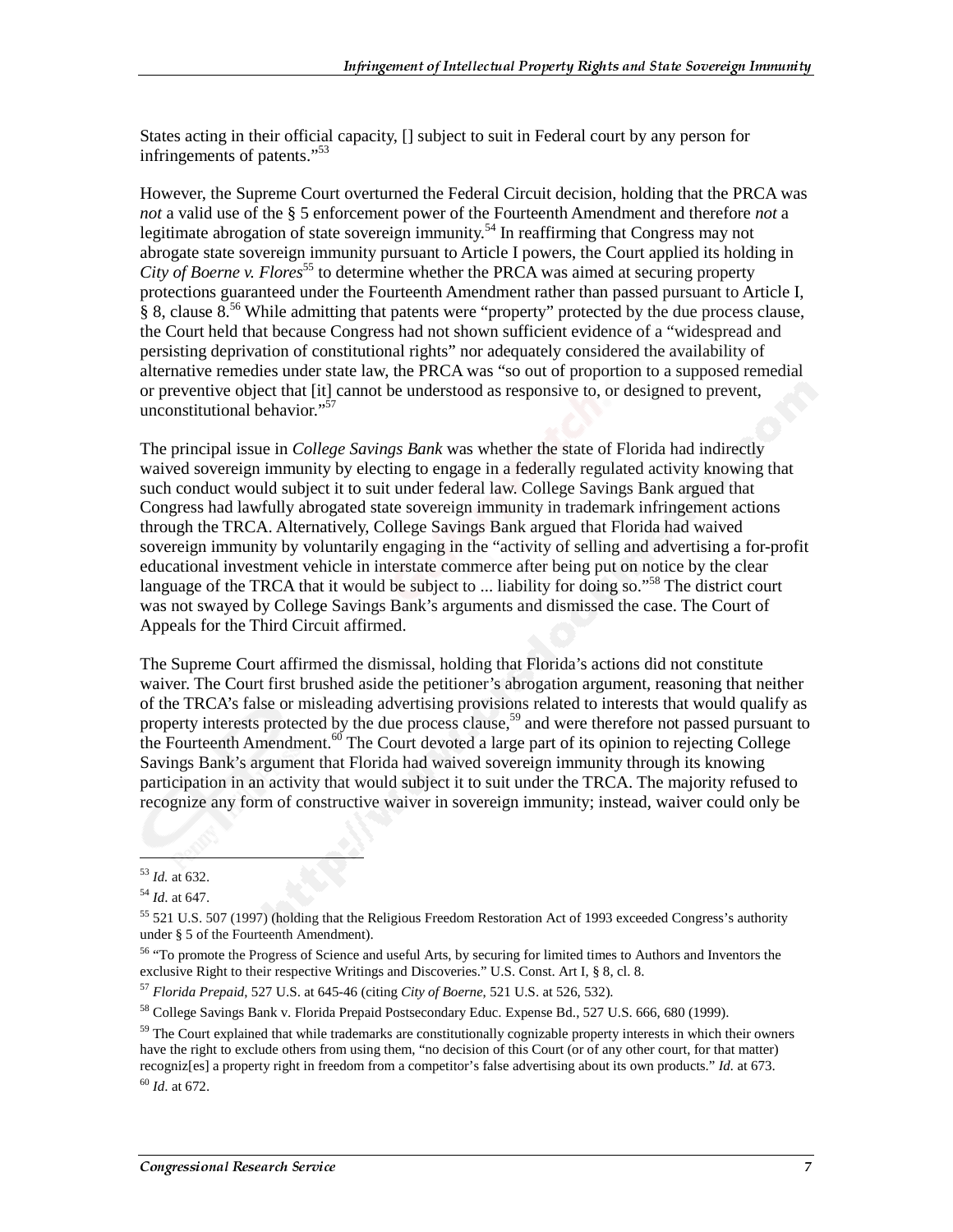States acting in their official capacity, [] subject to suit in Federal court by any person for infringements of patents."[53]

However, the Supreme Court overturned the Federal Circuit decision, holding that the PRCA was *not* a valid use of the § 5 enforcement power of the Fourteenth Amendment and therefore *not* a legitimate abrogation of state sovereign immunity.[54] In reaffirming that Congress may not abrogate state sovereign immunity pursuant to Article I powers, the Court applied its holding in *City of Boerne v. Flores*[55] to determine whether the PRCA was aimed at securing property protections guaranteed under the Fourteenth Amendment rather than passed pursuant to Article I, § 8, clause 8.[56] While admitting that patents were "property" protected by the due process clause, the Court held that because Congress had not shown sufficient evidence of a "widespread and persisting deprivation of constitutional rights" nor adequately considered the availability of alternative remedies under state law, the PRCA was "so out of proportion to a supposed remedial or preventive object that [it] cannot be understood as responsive to, or designed to prevent, unconstitutional behavior."[57]

The principal issue in *College Savings Bank* was whether the state of Florida had indirectly waived sovereign immunity by electing to engage in a federally regulated activity knowing that such conduct would subject it to suit under federal law. College Savings Bank argued that Congress had lawfully abrogated state sovereign immunity in trademark infringement actions through the TRCA. Alternatively, College Savings Bank argued that Florida had waived sovereign immunity by voluntarily engaging in the "activity of selling and advertising a for-profit educational investment vehicle in interstate commerce after being put on notice by the clear language of the TRCA that it would be subject to ... liability for doing so."[58] The district court was not swayed by College Savings Bank's arguments and dismissed the case. The Court of Appeals for the Third Circuit affirmed.

The Supreme Court affirmed the dismissal, holding that Florida's actions did not constitute waiver. The Court first brushed aside the petitioner's abrogation argument, reasoning that neither of the TRCA's false or misleading advertising provisions related to interests that would qualify as property interests protected by the due process clause,[59] and were therefore not passed pursuant to the Fourteenth Amendment.[60] The Court devoted a large part of its opinion to rejecting College Savings Bank's argument that Florida had waived sovereign immunity through its knowing participation in an activity that would subject it to suit under the TRCA. The majority refused to recognize any form of constructive waiver in sovereign immunity; instead, waiver could only be

---

[53] *Id.* at 632.

[54] *Id.* at 647.

[55] 521 U.S. 507 (1997) (holding that the Religious Freedom Restoration Act of 1993 exceeded Congress's authority under § 5 of the Fourteenth Amendment).

[56] "To promote the Progress of Science and useful Arts, by securing for limited times to Authors and Inventors the exclusive Right to their respective Writings and Discoveries." U.S. Const. Art I, § 8, cl. 8.

[57] *Florida Prepaid*, 527 U.S. at 645-46 (citing *City of Boerne*, 521 U.S. at 526, 532).

[58] College Savings Bank v. Florida Prepaid Postsecondary Educ. Expense Bd., 527 U.S. 666, 680 (1999).

[59] The Court explained that while trademarks are constitutionally cognizable property interests in which their owners have the right to exclude others from using them, "no decision of this Court (or of any other court, for that matter) recogniz[es] a property right in freedom from a competitor's false advertising about its own products." *Id.* at 673.

[60] *Id.* at 672.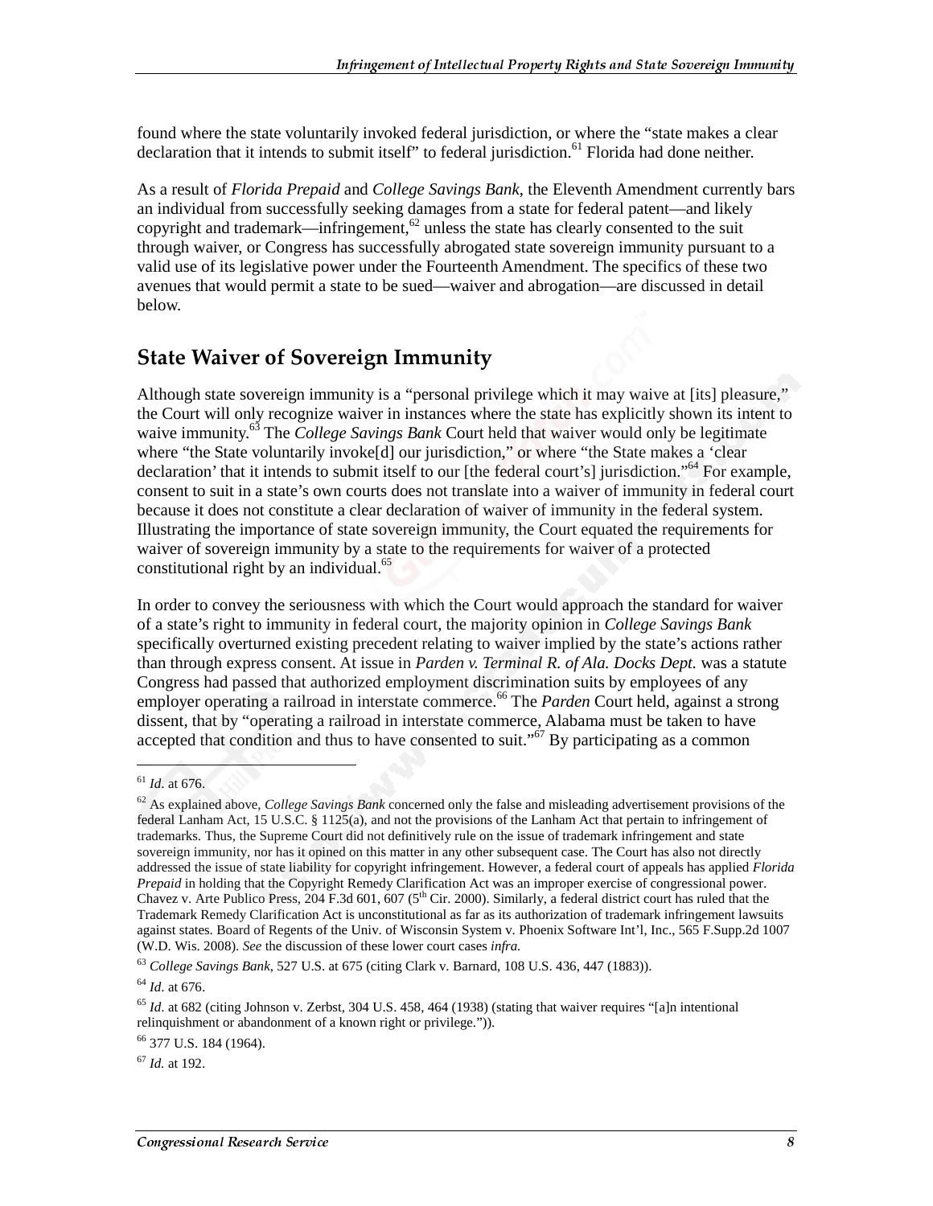found where the state voluntarily invoked federal jurisdiction, or where the "state makes a clear declaration that it intends to submit itself" to federal jurisdiction.[61] Florida had done neither.

As a result of *Florida Prepaid* and *College Savings Bank*, the Eleventh Amendment currently bars an individual from successfully seeking damages from a state for federal patent—and likely copyright and trademark—infringement,[62] unless the state has clearly consented to the suit through waiver, or Congress has successfully abrogated state sovereign immunity pursuant to a valid use of its legislative power under the Fourteenth Amendment. The specifics of these two avenues that would permit a state to be sued—waiver and abrogation—are discussed in detail below.

## State Waiver of Sovereign Immunity

Although state sovereign immunity is a "personal privilege which it may waive at [its] pleasure," the Court will only recognize waiver in instances where the state has explicitly shown its intent to waive immunity.[63] The *College Savings Bank* Court held that waiver would only be legitimate where "the State voluntarily invoke[d] our jurisdiction," or where "the State makes a 'clear declaration' that it intends to submit itself to our [the federal court's] jurisdiction."[64] For example, consent to suit in a state's own courts does not translate into a waiver of immunity in federal court because it does not constitute a clear declaration of waiver of immunity in the federal system. Illustrating the importance of state sovereign immunity, the Court equated the requirements for waiver of sovereign immunity by a state to the requirements for waiver of a protected constitutional right by an individual.[65]

In order to convey the seriousness with which the Court would approach the standard for waiver of a state's right to immunity in federal court, the majority opinion in *College Savings Bank* specifically overturned existing precedent relating to waiver implied by the state's actions rather than through express consent. At issue in *Parden v. Terminal R. of Ala. Docks Dept.* was a statute Congress had passed that authorized employment discrimination suits by employees of any employer operating a railroad in interstate commerce.[66] The *Parden* Court held, against a strong dissent, that by "operating a railroad in interstate commerce, Alabama must be taken to have accepted that condition and thus to have consented to suit."[67] By participating as a common

---

[61] *Id.* at 676.

[62] As explained above, *College Savings Bank* concerned only the false and misleading advertisement provisions of the federal Lanham Act, 15 U.S.C. § 1125(a), and not the provisions of the Lanham Act that pertain to infringement of trademarks. Thus, the Supreme Court did not definitively rule on the issue of trademark infringement and state sovereign immunity, nor has it opined on this matter in any other subsequent case. The Court has also not directly addressed the issue of state liability for copyright infringement. However, a federal court of appeals has applied *Florida Prepaid* in holding that the Copyright Remedy Clarification Act was an improper exercise of congressional power. Chavez v. Arte Publico Press, 204 F.3d 601, 607 (5th Cir. 2000). Similarly, a federal district court has ruled that the Trademark Remedy Clarification Act is unconstitutional as far as its authorization of trademark infringement lawsuits against states. Board of Regents of the Univ. of Wisconsin System v. Phoenix Software Int'l, Inc., 565 F.Supp.2d 1007 (W.D. Wis. 2008). *See* the discussion of these lower court cases *infra.*

[63] *College Savings Bank*, 527 U.S. at 675 (citing Clark v. Barnard, 108 U.S. 436, 447 (1883)).

[64] *Id.* at 676.

[65] *Id.* at 682 (citing Johnson v. Zerbst, 304 U.S. 458, 464 (1938) (stating that waiver requires "[a]n intentional relinquishment or abandonment of a known right or privilege.")).

[66] 377 U.S. 184 (1964).

[67] *Id.* at 192.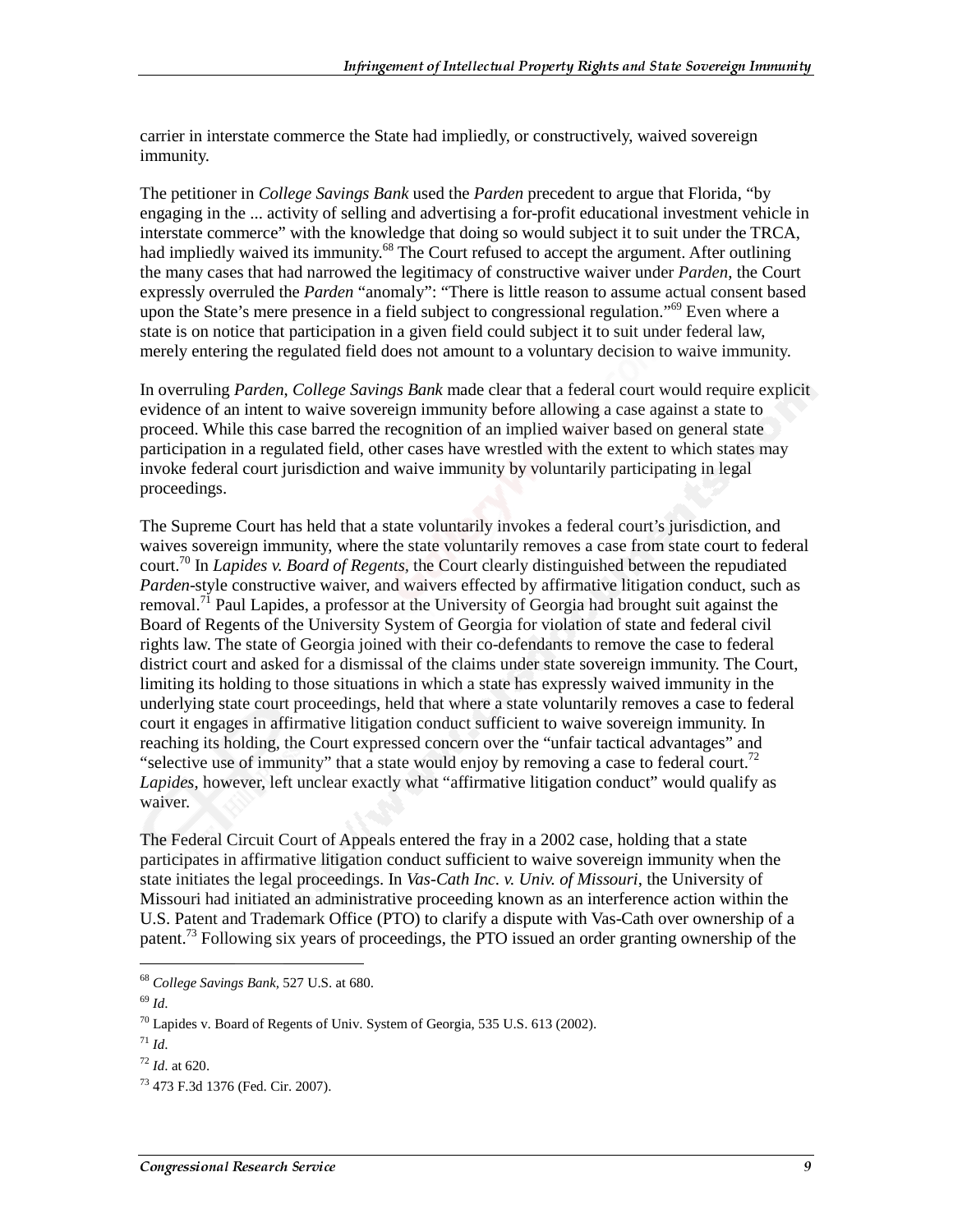carrier in interstate commerce the State had impliedly, or constructively, waived sovereign immunity.

The petitioner in *College Savings Bank* used the *Parden* precedent to argue that Florida, "by engaging in the ... activity of selling and advertising a for-profit educational investment vehicle in interstate commerce" with the knowledge that doing so would subject it to suit under the TRCA, had impliedly waived its immunity.[68] The Court refused to accept the argument. After outlining the many cases that had narrowed the legitimacy of constructive waiver under *Parden*, the Court expressly overruled the *Parden* "anomaly": "There is little reason to assume actual consent based upon the State's mere presence in a field subject to congressional regulation."[69] Even where a state is on notice that participation in a given field could subject it to suit under federal law, merely entering the regulated field does not amount to a voluntary decision to waive immunity.

In overruling *Parden*, *College Savings Bank* made clear that a federal court would require explicit evidence of an intent to waive sovereign immunity before allowing a case against a state to proceed. While this case barred the recognition of an implied waiver based on general state participation in a regulated field, other cases have wrestled with the extent to which states may invoke federal court jurisdiction and waive immunity by voluntarily participating in legal proceedings.

The Supreme Court has held that a state voluntarily invokes a federal court's jurisdiction, and waives sovereign immunity, where the state voluntarily removes a case from state court to federal court.[70] In *Lapides v. Board of Regents*, the Court clearly distinguished between the repudiated *Parden*-style constructive waiver, and waivers effected by affirmative litigation conduct, such as removal.[71] Paul Lapides, a professor at the University of Georgia had brought suit against the Board of Regents of the University System of Georgia for violation of state and federal civil rights law. The state of Georgia joined with their co-defendants to remove the case to federal district court and asked for a dismissal of the claims under state sovereign immunity. The Court, limiting its holding to those situations in which a state has expressly waived immunity in the underlying state court proceedings, held that where a state voluntarily removes a case to federal court it engages in affirmative litigation conduct sufficient to waive sovereign immunity. In reaching its holding, the Court expressed concern over the "unfair tactical advantages" and "selective use of immunity" that a state would enjoy by removing a case to federal court.[72] *Lapides*, however, left unclear exactly what "affirmative litigation conduct" would qualify as waiver.

The Federal Circuit Court of Appeals entered the fray in a 2002 case, holding that a state participates in affirmative litigation conduct sufficient to waive sovereign immunity when the state initiates the legal proceedings. In *Vas-Cath Inc. v. Univ. of Missouri*, the University of Missouri had initiated an administrative proceeding known as an interference action within the U.S. Patent and Trademark Office (PTO) to clarify a dispute with Vas-Cath over ownership of a patent.[73] Following six years of proceedings, the PTO issued an order granting ownership of the

---

[68] *College Savings Bank*, 527 U.S. at 680.

[69] *Id*.

[70] Lapides v. Board of Regents of Univ. System of Georgia, 535 U.S. 613 (2002).

[71] *Id*.

[72] *Id*. at 620.

[73] 473 F.3d 1376 (Fed. Cir. 2007).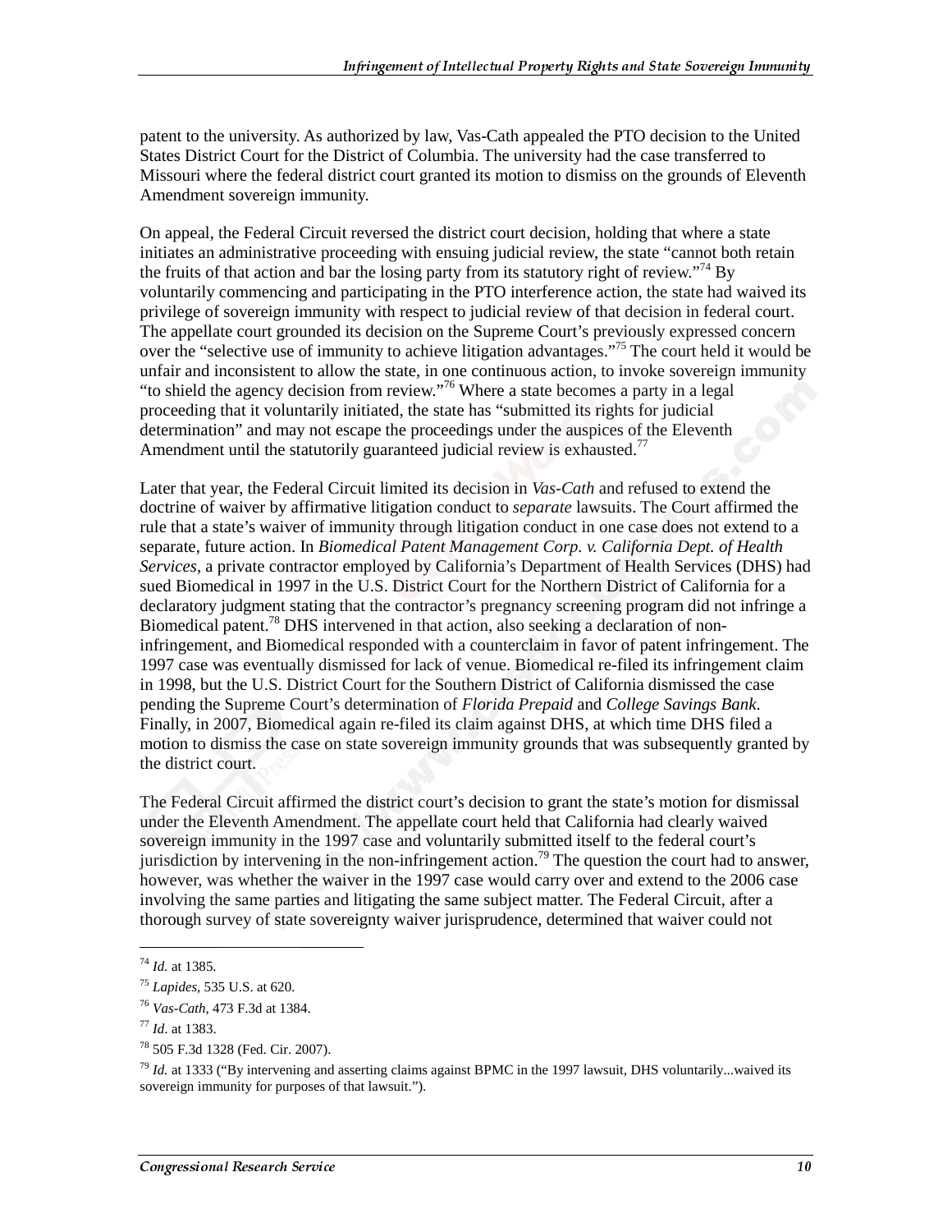patent to the university. As authorized by law, Vas-Cath appealed the PTO decision to the United States District Court for the District of Columbia. The university had the case transferred to Missouri where the federal district court granted its motion to dismiss on the grounds of Eleventh Amendment sovereign immunity.

On appeal, the Federal Circuit reversed the district court decision, holding that where a state initiates an administrative proceeding with ensuing judicial review, the state "cannot both retain the fruits of that action and bar the losing party from its statutory right of review."[74] By voluntarily commencing and participating in the PTO interference action, the state had waived its privilege of sovereign immunity with respect to judicial review of that decision in federal court. The appellate court grounded its decision on the Supreme Court's previously expressed concern over the "selective use of immunity to achieve litigation advantages."[75] The court held it would be unfair and inconsistent to allow the state, in one continuous action, to invoke sovereign immunity "to shield the agency decision from review."[76] Where a state becomes a party in a legal proceeding that it voluntarily initiated, the state has "submitted its rights for judicial determination" and may not escape the proceedings under the auspices of the Eleventh Amendment until the statutorily guaranteed judicial review is exhausted.[77]

Later that year, the Federal Circuit limited its decision in *Vas-Cath* and refused to extend the doctrine of waiver by affirmative litigation conduct to *separate* lawsuits. The Court affirmed the rule that a state's waiver of immunity through litigation conduct in one case does not extend to a separate, future action. In *Biomedical Patent Management Corp. v. California Dept. of Health Services*, a private contractor employed by California's Department of Health Services (DHS) had sued Biomedical in 1997 in the U.S. District Court for the Northern District of California for a declaratory judgment stating that the contractor's pregnancy screening program did not infringe a Biomedical patent.[78] DHS intervened in that action, also seeking a declaration of non-infringement, and Biomedical responded with a counterclaim in favor of patent infringement. The 1997 case was eventually dismissed for lack of venue. Biomedical re-filed its infringement claim in 1998, but the U.S. District Court for the Southern District of California dismissed the case pending the Supreme Court's determination of *Florida Prepaid* and *College Savings Bank*. Finally, in 2007, Biomedical again re-filed its claim against DHS, at which time DHS filed a motion to dismiss the case on state sovereign immunity grounds that was subsequently granted by the district court.

The Federal Circuit affirmed the district court's decision to grant the state's motion for dismissal under the Eleventh Amendment. The appellate court held that California had clearly waived sovereign immunity in the 1997 case and voluntarily submitted itself to the federal court's jurisdiction by intervening in the non-infringement action.[79] The question the court had to answer, however, was whether the waiver in the 1997 case would carry over and extend to the 2006 case involving the same parties and litigating the same subject matter. The Federal Circuit, after a thorough survey of state sovereignty waiver jurisprudence, determined that waiver could not

---

[74] *Id.* at 1385.

[75] *Lapides*, 535 U.S. at 620.

[76] *Vas-Cath*, 473 F.3d at 1384.

[77] *Id.* at 1383.

[78] 505 F.3d 1328 (Fed. Cir. 2007).

[79] *Id.* at 1333 ("By intervening and asserting claims against BPMC in the 1997 lawsuit, DHS voluntarily...waived its sovereign immunity for purposes of that lawsuit.").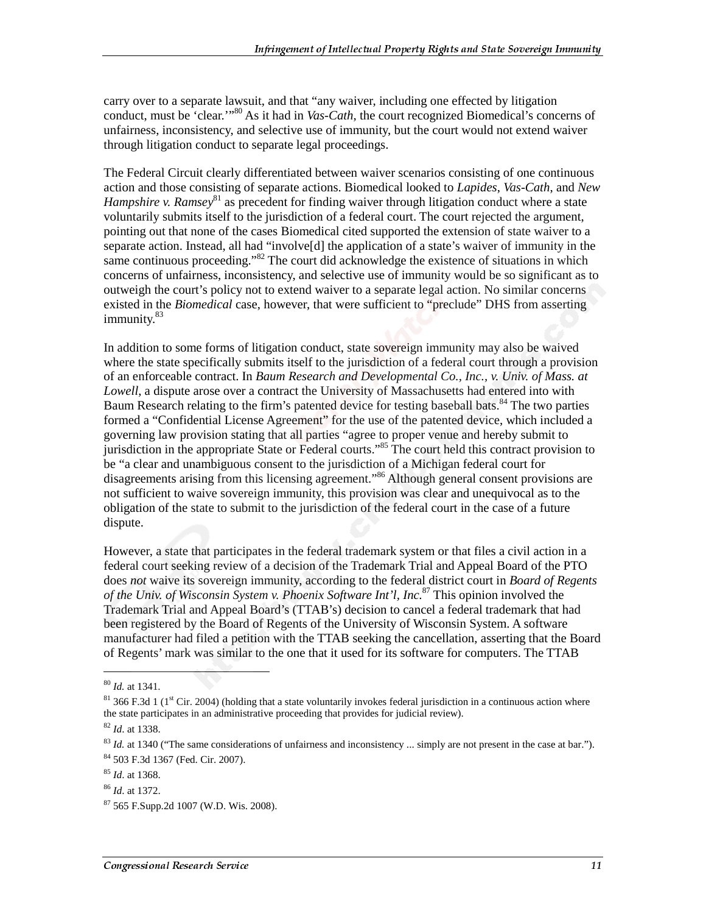carry over to a separate lawsuit, and that "any waiver, including one effected by litigation conduct, must be 'clear.'"[80] As it had in *Vas-Cath,* the court recognized Biomedical's concerns of unfairness, inconsistency, and selective use of immunity, but the court would not extend waiver through litigation conduct to separate legal proceedings.

The Federal Circuit clearly differentiated between waiver scenarios consisting of one continuous action and those consisting of separate actions. Biomedical looked to *Lapides*, *Vas-Cath*, and *New Hampshire v. Ramsey*[81] as precedent for finding waiver through litigation conduct where a state voluntarily submits itself to the jurisdiction of a federal court. The court rejected the argument, pointing out that none of the cases Biomedical cited supported the extension of state waiver to a separate action. Instead, all had "involve[d] the application of a state's waiver of immunity in the same continuous proceeding."[82] The court did acknowledge the existence of situations in which concerns of unfairness, inconsistency, and selective use of immunity would be so significant as to outweigh the court's policy not to extend waiver to a separate legal action. No similar concerns existed in the *Biomedical* case, however, that were sufficient to "preclude" DHS from asserting immunity.[83]

In addition to some forms of litigation conduct, state sovereign immunity may also be waived where the state specifically submits itself to the jurisdiction of a federal court through a provision of an enforceable contract. In *Baum Research and Developmental Co., Inc., v. Univ. of Mass. at Lowell*, a dispute arose over a contract the University of Massachusetts had entered into with Baum Research relating to the firm's patented device for testing baseball bats.[84] The two parties formed a "Confidential License Agreement" for the use of the patented device, which included a governing law provision stating that all parties "agree to proper venue and hereby submit to jurisdiction in the appropriate State or Federal courts."[85] The court held this contract provision to be "a clear and unambiguous consent to the jurisdiction of a Michigan federal court for disagreements arising from this licensing agreement."[86] Although general consent provisions are not sufficient to waive sovereign immunity, this provision was clear and unequivocal as to the obligation of the state to submit to the jurisdiction of the federal court in the case of a future dispute.

However, a state that participates in the federal trademark system or that files a civil action in a federal court seeking review of a decision of the Trademark Trial and Appeal Board of the PTO does *not* waive its sovereign immunity, according to the federal district court in *Board of Regents of the Univ. of Wisconsin System v. Phoenix Software Int'l, Inc.*[87] This opinion involved the Trademark Trial and Appeal Board's (TTAB's) decision to cancel a federal trademark that had been registered by the Board of Regents of the University of Wisconsin System. A software manufacturer had filed a petition with the TTAB seeking the cancellation, asserting that the Board of Regents' mark was similar to the one that it used for its software for computers. The TTAB

---

[80] *Id.* at 1341.

[81] 366 F.3d 1 (1st Cir. 2004) (holding that a state voluntarily invokes federal jurisdiction in a continuous action where the state participates in an administrative proceeding that provides for judicial review).

[82] *Id.* at 1338.

[83] *Id.* at 1340 ("The same considerations of unfairness and inconsistency ... simply are not present in the case at bar.").

[84] 503 F.3d 1367 (Fed. Cir. 2007).

[85] *Id.* at 1368.

[86] *Id.* at 1372.

[87] 565 F.Supp.2d 1007 (W.D. Wis. 2008).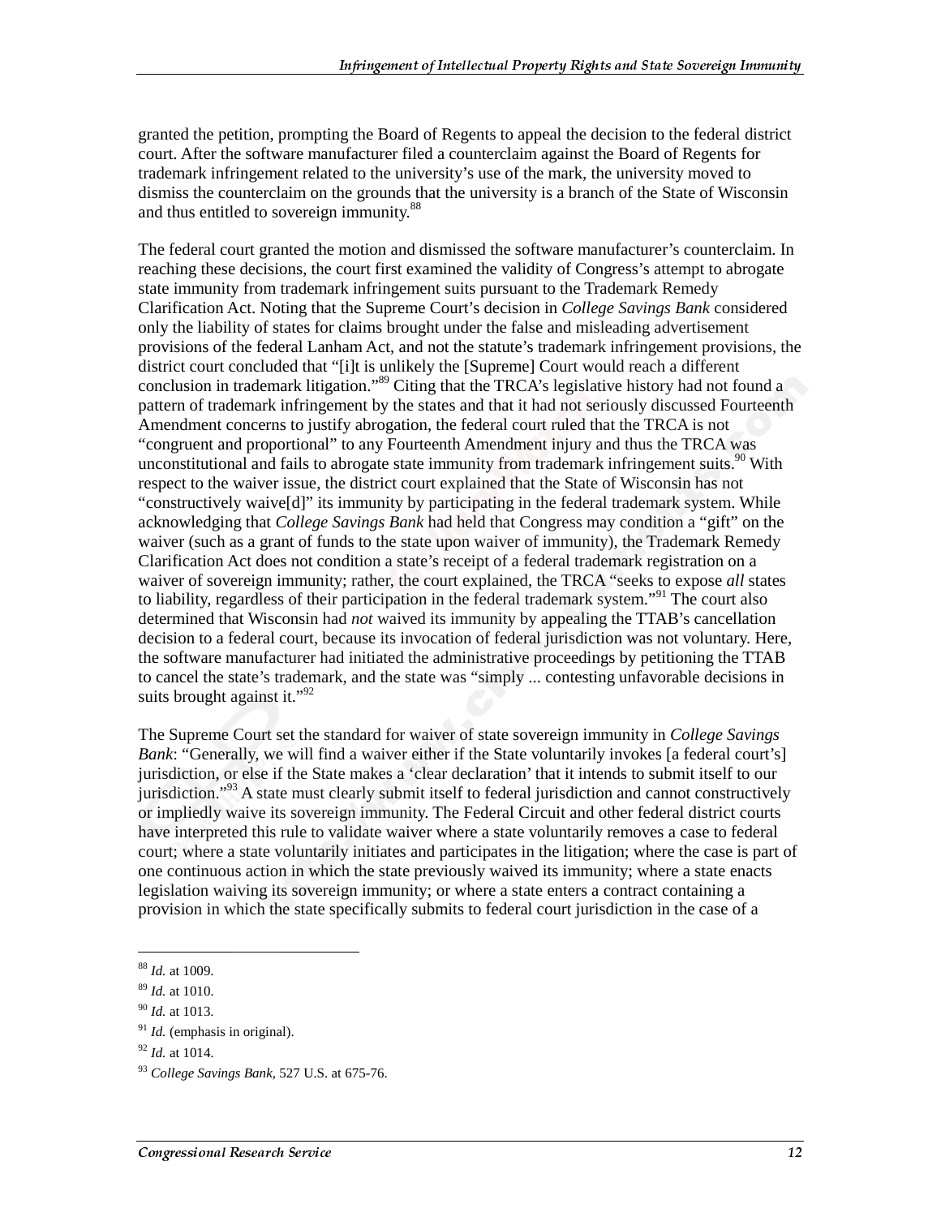granted the petition, prompting the Board of Regents to appeal the decision to the federal district court. After the software manufacturer filed a counterclaim against the Board of Regents for trademark infringement related to the university's use of the mark, the university moved to dismiss the counterclaim on the grounds that the university is a branch of the State of Wisconsin and thus entitled to sovereign immunity.[88]

The federal court granted the motion and dismissed the software manufacturer's counterclaim. In reaching these decisions, the court first examined the validity of Congress's attempt to abrogate state immunity from trademark infringement suits pursuant to the Trademark Remedy Clarification Act. Noting that the Supreme Court's decision in *College Savings Bank* considered only the liability of states for claims brought under the false and misleading advertisement provisions of the federal Lanham Act, and not the statute's trademark infringement provisions, the district court concluded that "[i]t is unlikely the [Supreme] Court would reach a different conclusion in trademark litigation."[89] Citing that the TRCA's legislative history had not found a pattern of trademark infringement by the states and that it had not seriously discussed Fourteenth Amendment concerns to justify abrogation, the federal court ruled that the TRCA is not "congruent and proportional" to any Fourteenth Amendment injury and thus the TRCA was unconstitutional and fails to abrogate state immunity from trademark infringement suits.[90] With respect to the waiver issue, the district court explained that the State of Wisconsin has not "constructively waive[d]" its immunity by participating in the federal trademark system. While acknowledging that *College Savings Bank* had held that Congress may condition a "gift" on the waiver (such as a grant of funds to the state upon waiver of immunity), the Trademark Remedy Clarification Act does not condition a state's receipt of a federal trademark registration on a waiver of sovereign immunity; rather, the court explained, the TRCA "seeks to expose *all* states to liability, regardless of their participation in the federal trademark system."[91] The court also determined that Wisconsin had *not* waived its immunity by appealing the TTAB's cancellation decision to a federal court, because its invocation of federal jurisdiction was not voluntary. Here, the software manufacturer had initiated the administrative proceedings by petitioning the TTAB to cancel the state's trademark, and the state was "simply ... contesting unfavorable decisions in suits brought against it."[92]

The Supreme Court set the standard for waiver of state sovereign immunity in *College Savings Bank*: "Generally, we will find a waiver either if the State voluntarily invokes [a federal court's] jurisdiction, or else if the State makes a 'clear declaration' that it intends to submit itself to our jurisdiction."[93] A state must clearly submit itself to federal jurisdiction and cannot constructively or impliedly waive its sovereign immunity. The Federal Circuit and other federal district courts have interpreted this rule to validate waiver where a state voluntarily removes a case to federal court; where a state voluntarily initiates and participates in the litigation; where the case is part of one continuous action in which the state previously waived its immunity; where a state enacts legislation waiving its sovereign immunity; or where a state enters a contract containing a provision in which the state specifically submits to federal court jurisdiction in the case of a

---

[88] *Id.* at 1009.

[89] *Id.* at 1010.

[90] *Id.* at 1013.

[91] *Id.* (emphasis in original).

[92] *Id.* at 1014.

[93] *College Savings Bank*, 527 U.S. at 675-76.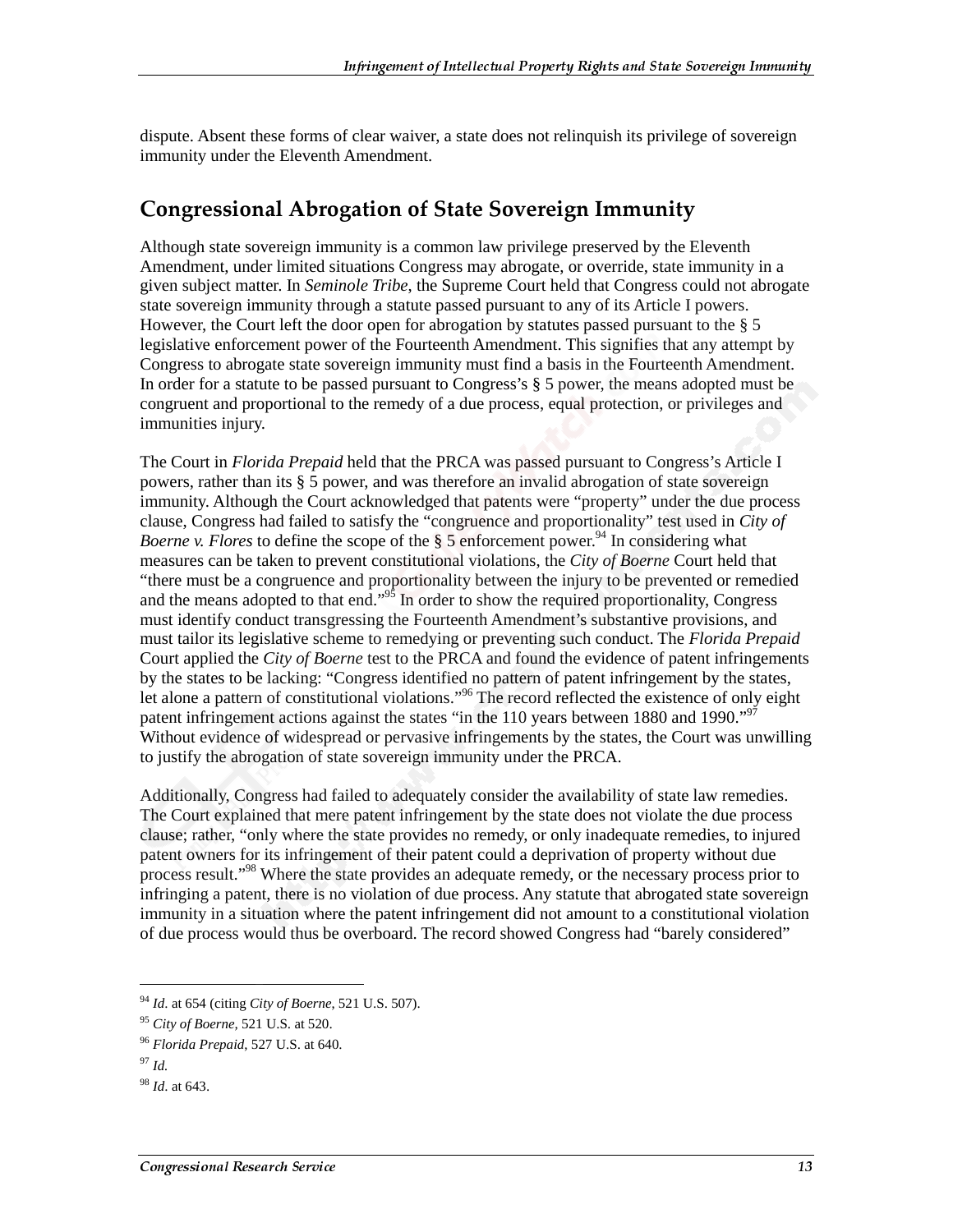dispute. Absent these forms of clear waiver, a state does not relinquish its privilege of sovereign immunity under the Eleventh Amendment.

## Congressional Abrogation of State Sovereign Immunity

Although state sovereign immunity is a common law privilege preserved by the Eleventh Amendment, under limited situations Congress may abrogate, or override, state immunity in a given subject matter. In *Seminole Tribe*, the Supreme Court held that Congress could not abrogate state sovereign immunity through a statute passed pursuant to any of its Article I powers. However, the Court left the door open for abrogation by statutes passed pursuant to the § 5 legislative enforcement power of the Fourteenth Amendment. This signifies that any attempt by Congress to abrogate state sovereign immunity must find a basis in the Fourteenth Amendment. In order for a statute to be passed pursuant to Congress's § 5 power, the means adopted must be congruent and proportional to the remedy of a due process, equal protection, or privileges and immunities injury.

The Court in *Florida Prepaid* held that the PRCA was passed pursuant to Congress's Article I powers, rather than its § 5 power, and was therefore an invalid abrogation of state sovereign immunity. Although the Court acknowledged that patents were "property" under the due process clause, Congress had failed to satisfy the "congruence and proportionality" test used in *City of Boerne v. Flores* to define the scope of the § 5 enforcement power.[94] In considering what measures can be taken to prevent constitutional violations, the *City of Boerne* Court held that "there must be a congruence and proportionality between the injury to be prevented or remedied and the means adopted to that end."[95] In order to show the required proportionality, Congress must identify conduct transgressing the Fourteenth Amendment's substantive provisions, and must tailor its legislative scheme to remedying or preventing such conduct. The *Florida Prepaid* Court applied the *City of Boerne* test to the PRCA and found the evidence of patent infringements by the states to be lacking: "Congress identified no pattern of patent infringement by the states, let alone a pattern of constitutional violations."[96] The record reflected the existence of only eight patent infringement actions against the states "in the 110 years between 1880 and 1990."[97] Without evidence of widespread or pervasive infringements by the states, the Court was unwilling to justify the abrogation of state sovereign immunity under the PRCA.

Additionally, Congress had failed to adequately consider the availability of state law remedies. The Court explained that mere patent infringement by the state does not violate the due process clause; rather, "only where the state provides no remedy, or only inadequate remedies, to injured patent owners for its infringement of their patent could a deprivation of property without due process result."[98] Where the state provides an adequate remedy, or the necessary process prior to infringing a patent, there is no violation of due process. Any statute that abrogated state sovereign immunity in a situation where the patent infringement did not amount to a constitutional violation of due process would thus be overboard. The record showed Congress had "barely considered"

---

[94] *Id.* at 654 (citing *City of Boerne*, 521 U.S. 507).

[95] *City of Boerne*, 521 U.S. at 520.

[96] *Florida Prepaid*, 527 U.S. at 640.

[97] *Id.*

[98] *Id.* at 643.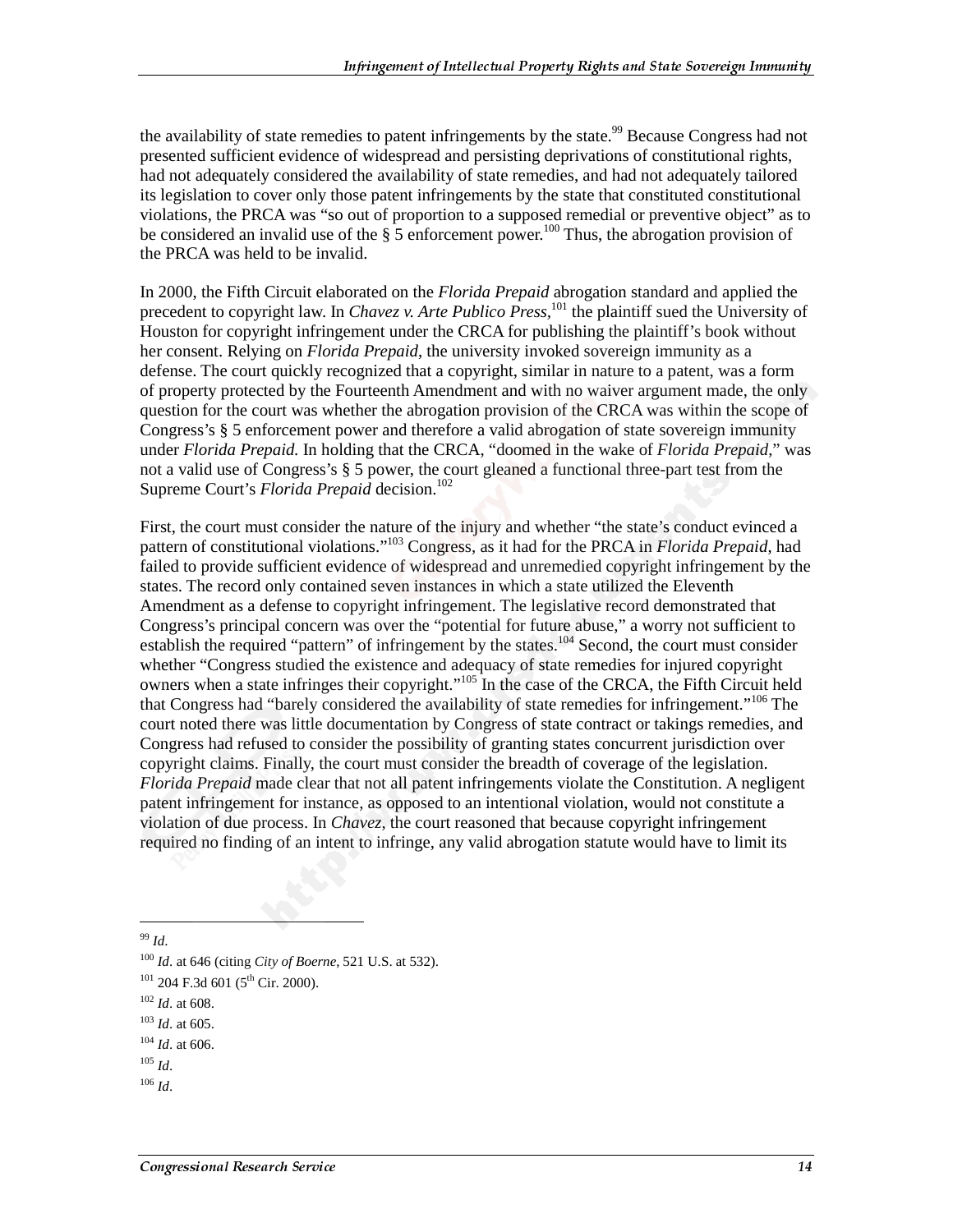the availability of state remedies to patent infringements by the state.[99] Because Congress had not presented sufficient evidence of widespread and persisting deprivations of constitutional rights, had not adequately considered the availability of state remedies, and had not adequately tailored its legislation to cover only those patent infringements by the state that constituted constitutional violations, the PRCA was "so out of proportion to a supposed remedial or preventive object" as to be considered an invalid use of the § 5 enforcement power.[100] Thus, the abrogation provision of the PRCA was held to be invalid.

In 2000, the Fifth Circuit elaborated on the *Florida Prepaid* abrogation standard and applied the precedent to copyright law. In *Chavez v. Arte Publico Press,*[101] the plaintiff sued the University of Houston for copyright infringement under the CRCA for publishing the plaintiff's book without her consent. Relying on *Florida Prepaid*, the university invoked sovereign immunity as a defense. The court quickly recognized that a copyright, similar in nature to a patent, was a form of property protected by the Fourteenth Amendment and with no waiver argument made, the only question for the court was whether the abrogation provision of the CRCA was within the scope of Congress's § 5 enforcement power and therefore a valid abrogation of state sovereign immunity under *Florida Prepaid.* In holding that the CRCA, "doomed in the wake of *Florida Prepaid*," was not a valid use of Congress's § 5 power, the court gleaned a functional three-part test from the Supreme Court's *Florida Prepaid* decision.[102]

First, the court must consider the nature of the injury and whether "the state's conduct evinced a pattern of constitutional violations."[103] Congress, as it had for the PRCA in *Florida Prepaid*, had failed to provide sufficient evidence of widespread and unremedied copyright infringement by the states. The record only contained seven instances in which a state utilized the Eleventh Amendment as a defense to copyright infringement. The legislative record demonstrated that Congress's principal concern was over the "potential for future abuse," a worry not sufficient to establish the required "pattern" of infringement by the states.[104] Second, the court must consider whether "Congress studied the existence and adequacy of state remedies for injured copyright owners when a state infringes their copyright."[105] In the case of the CRCA, the Fifth Circuit held that Congress had "barely considered the availability of state remedies for infringement."[106] The court noted there was little documentation by Congress of state contract or takings remedies, and Congress had refused to consider the possibility of granting states concurrent jurisdiction over copyright claims. Finally, the court must consider the breadth of coverage of the legislation. *Florida Prepaid* made clear that not all patent infringements violate the Constitution. A negligent patent infringement for instance, as opposed to an intentional violation, would not constitute a violation of due process. In *Chavez*, the court reasoned that because copyright infringement required no finding of an intent to infringe, any valid abrogation statute would have to limit its

---

[99] *Id*.

[100] *Id*. at 646 (citing *City of Boerne*, 521 U.S. at 532).

[101] 204 F.3d 601 (5th Cir. 2000).

[102] *Id*. at 608.

[103] *Id*. at 605.

[104] *Id*. at 606.

[105] *Id*.

[106] *Id*.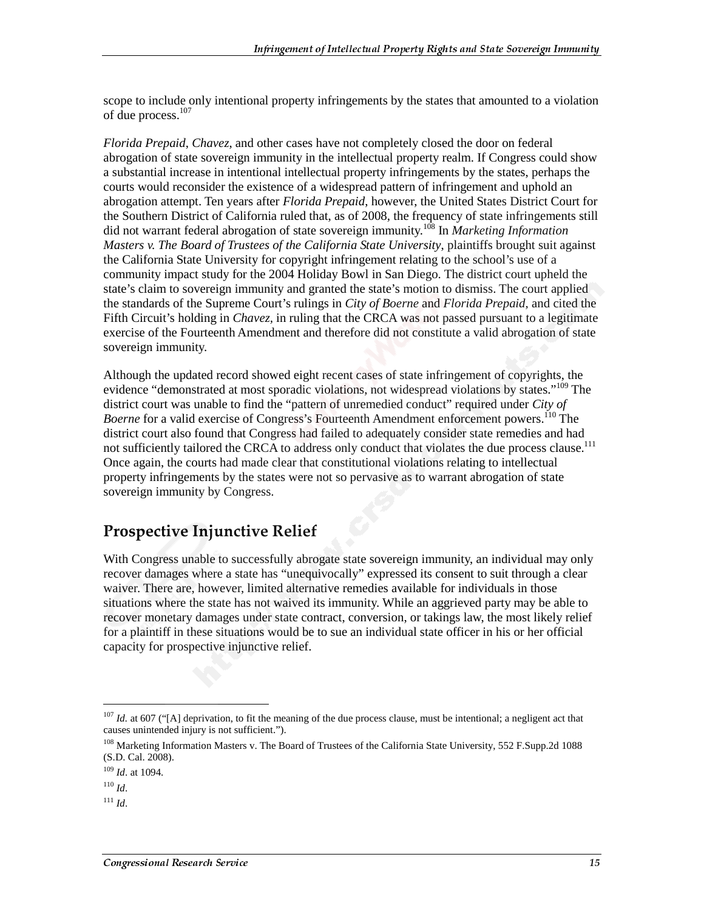scope to include only intentional property infringements by the states that amounted to a violation of due process.[107]

*Florida Prepaid*, *Chavez*, and other cases have not completely closed the door on federal abrogation of state sovereign immunity in the intellectual property realm. If Congress could show a substantial increase in intentional intellectual property infringements by the states, perhaps the courts would reconsider the existence of a widespread pattern of infringement and uphold an abrogation attempt. Ten years after *Florida Prepaid*, however, the United States District Court for the Southern District of California ruled that, as of 2008, the frequency of state infringements still did not warrant federal abrogation of state sovereign immunity.[108] In *Marketing Information Masters v. The Board of Trustees of the California State University*, plaintiffs brought suit against the California State University for copyright infringement relating to the school's use of a community impact study for the 2004 Holiday Bowl in San Diego. The district court upheld the state's claim to sovereign immunity and granted the state's motion to dismiss. The court applied the standards of the Supreme Court's rulings in *City of Boerne* and *Florida Prepaid*, and cited the Fifth Circuit's holding in *Chavez*, in ruling that the CRCA was not passed pursuant to a legitimate exercise of the Fourteenth Amendment and therefore did not constitute a valid abrogation of state sovereign immunity.

Although the updated record showed eight recent cases of state infringement of copyrights, the evidence "demonstrated at most sporadic violations, not widespread violations by states."[109] The district court was unable to find the "pattern of unremedied conduct" required under *City of Boerne* for a valid exercise of Congress's Fourteenth Amendment enforcement powers.[110] The district court also found that Congress had failed to adequately consider state remedies and had not sufficiently tailored the CRCA to address only conduct that violates the due process clause.[111] Once again, the courts had made clear that constitutional violations relating to intellectual property infringements by the states were not so pervasive as to warrant abrogation of state sovereign immunity by Congress.

## Prospective Injunctive Relief

With Congress unable to successfully abrogate state sovereign immunity, an individual may only recover damages where a state has "unequivocally" expressed its consent to suit through a clear waiver. There are, however, limited alternative remedies available for individuals in those situations where the state has not waived its immunity. While an aggrieved party may be able to recover monetary damages under state contract, conversion, or takings law, the most likely relief for a plaintiff in these situations would be to sue an individual state officer in his or her official capacity for prospective injunctive relief.

---

[107] *Id.* at 607 ("[A] deprivation, to fit the meaning of the due process clause, must be intentional; a negligent act that causes unintended injury is not sufficient.").

[108] Marketing Information Masters v. The Board of Trustees of the California State University, 552 F.Supp.2d 1088 (S.D. Cal. 2008).

[109] *Id*. at 1094.

[110] *Id*.

[111] *Id*.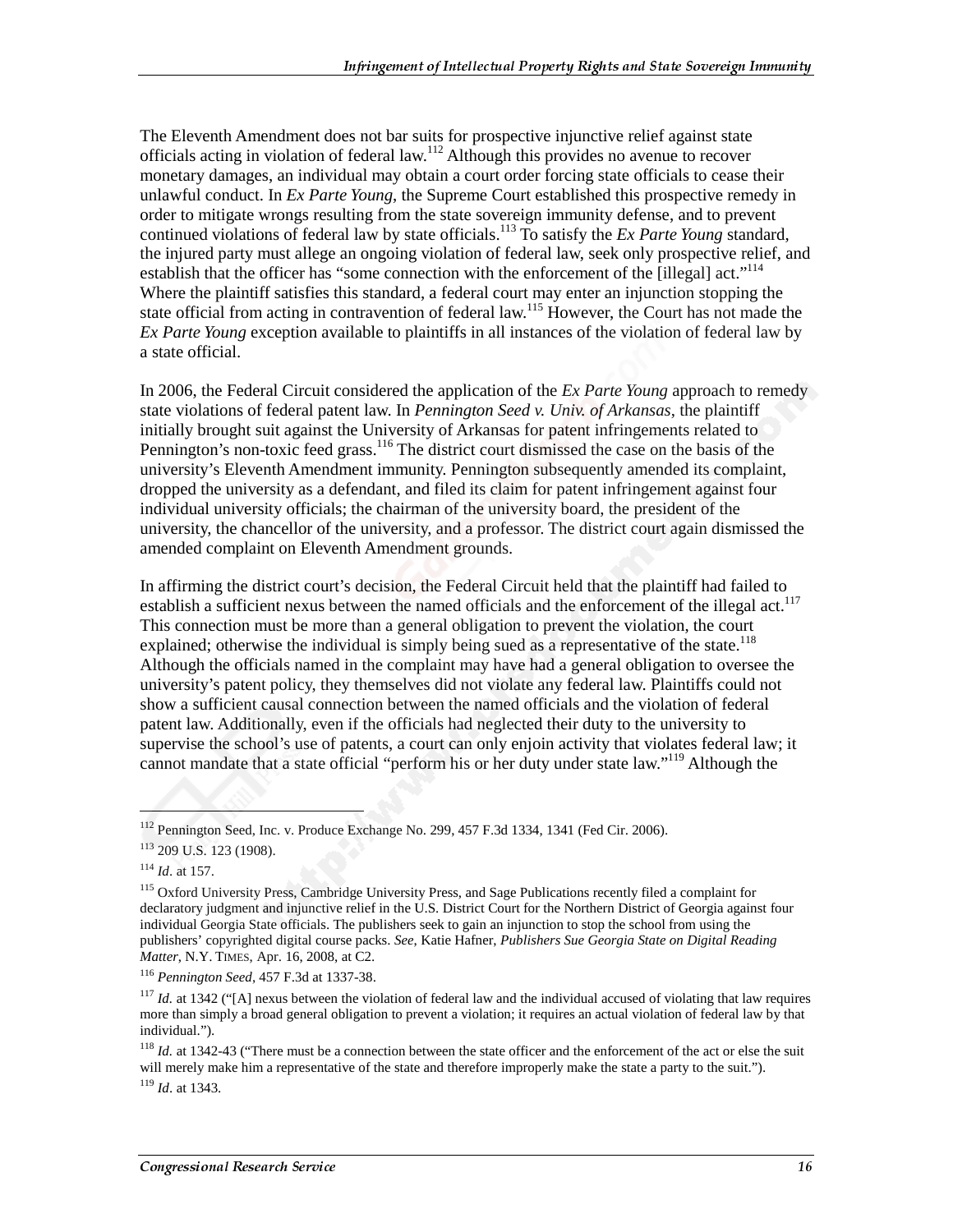The Eleventh Amendment does not bar suits for prospective injunctive relief against state officials acting in violation of federal law.[112] Although this provides no avenue to recover monetary damages, an individual may obtain a court order forcing state officials to cease their unlawful conduct. In *Ex Parte Young*, the Supreme Court established this prospective remedy in order to mitigate wrongs resulting from the state sovereign immunity defense, and to prevent continued violations of federal law by state officials.[113] To satisfy the *Ex Parte Young* standard, the injured party must allege an ongoing violation of federal law, seek only prospective relief, and establish that the officer has "some connection with the enforcement of the [illegal] act."[114] Where the plaintiff satisfies this standard, a federal court may enter an injunction stopping the state official from acting in contravention of federal law.[115] However, the Court has not made the *Ex Parte Young* exception available to plaintiffs in all instances of the violation of federal law by a state official.

In 2006, the Federal Circuit considered the application of the *Ex Parte Young* approach to remedy state violations of federal patent law. In *Pennington Seed v. Univ. of Arkansas*, the plaintiff initially brought suit against the University of Arkansas for patent infringements related to Pennington's non-toxic feed grass.[116] The district court dismissed the case on the basis of the university's Eleventh Amendment immunity. Pennington subsequently amended its complaint, dropped the university as a defendant, and filed its claim for patent infringement against four individual university officials; the chairman of the university board, the president of the university, the chancellor of the university, and a professor. The district court again dismissed the amended complaint on Eleventh Amendment grounds.

In affirming the district court's decision, the Federal Circuit held that the plaintiff had failed to establish a sufficient nexus between the named officials and the enforcement of the illegal act.[117] This connection must be more than a general obligation to prevent the violation, the court explained; otherwise the individual is simply being sued as a representative of the state.[118] Although the officials named in the complaint may have had a general obligation to oversee the university's patent policy, they themselves did not violate any federal law. Plaintiffs could not show a sufficient causal connection between the named officials and the violation of federal patent law. Additionally, even if the officials had neglected their duty to the university to supervise the school's use of patents, a court can only enjoin activity that violates federal law; it cannot mandate that a state official "perform his or her duty under state law."[119] Although the

---

[112] Pennington Seed, Inc. v. Produce Exchange No. 299, 457 F.3d 1334, 1341 (Fed Cir. 2006).

[113] 209 U.S. 123 (1908).

[114] *Id*. at 157.

[115] Oxford University Press, Cambridge University Press, and Sage Publications recently filed a complaint for declaratory judgment and injunctive relief in the U.S. District Court for the Northern District of Georgia against four individual Georgia State officials. The publishers seek to gain an injunction to stop the school from using the publishers' copyrighted digital course packs. *See*, Katie Hafner, *Publishers Sue Georgia State on Digital Reading Matter*, N.Y. TIMES, Apr. 16, 2008, at C2.

[116] *Pennington Seed*, 457 F.3d at 1337-38.

[117] *Id.* at 1342 ("[A] nexus between the violation of federal law and the individual accused of violating that law requires more than simply a broad general obligation to prevent a violation; it requires an actual violation of federal law by that individual.").

[118] *Id.* at 1342-43 ("There must be a connection between the state officer and the enforcement of the act or else the suit will merely make him a representative of the state and therefore improperly make the state a party to the suit.").

[119] *Id*. at 1343.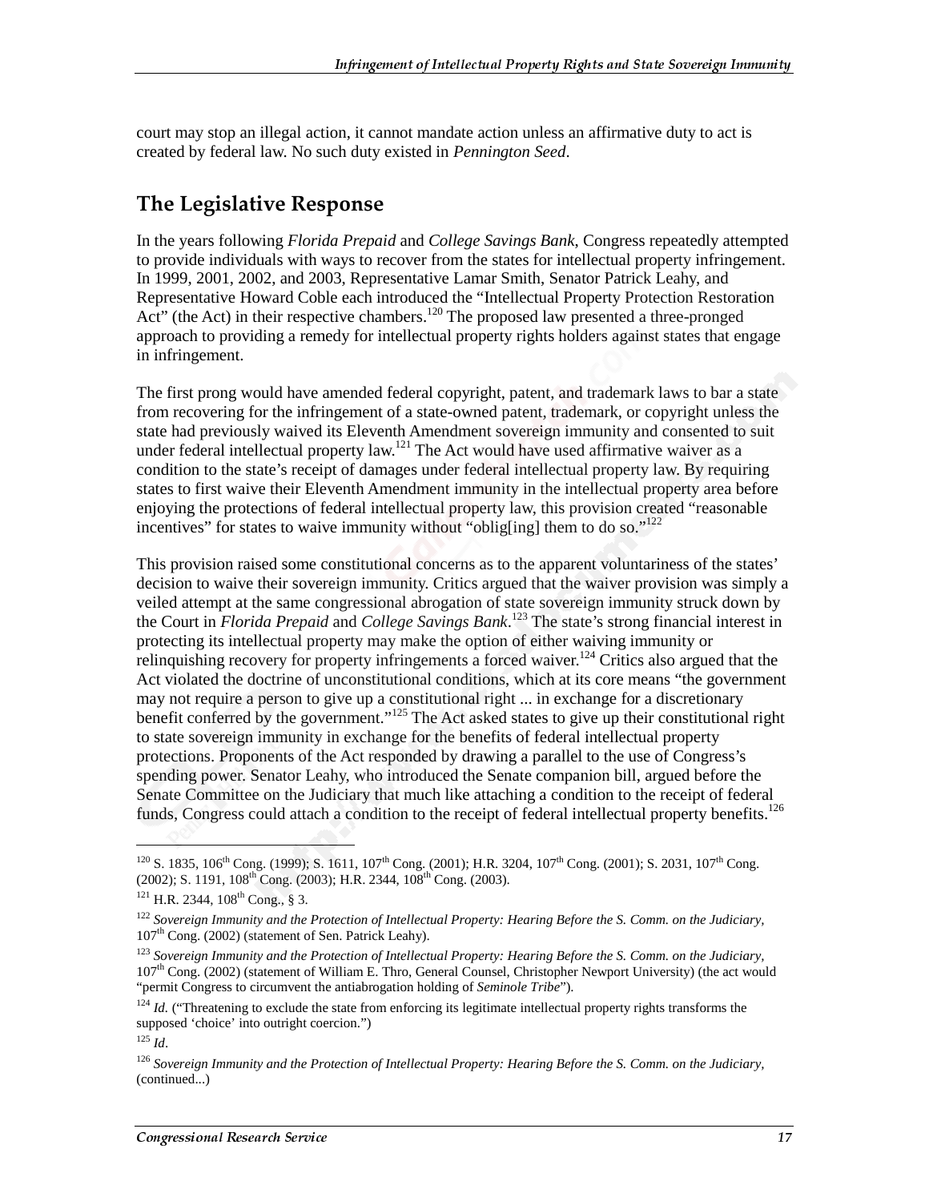court may stop an illegal action, it cannot mandate action unless an affirmative duty to act is created by federal law. No such duty existed in *Pennington Seed*.

## The Legislative Response

In the years following *Florida Prepaid* and *College Savings Bank*, Congress repeatedly attempted to provide individuals with ways to recover from the states for intellectual property infringement. In 1999, 2001, 2002, and 2003, Representative Lamar Smith, Senator Patrick Leahy, and Representative Howard Coble each introduced the "Intellectual Property Protection Restoration Act" (the Act) in their respective chambers.[120] The proposed law presented a three-pronged approach to providing a remedy for intellectual property rights holders against states that engage in infringement.

The first prong would have amended federal copyright, patent, and trademark laws to bar a state from recovering for the infringement of a state-owned patent, trademark, or copyright unless the state had previously waived its Eleventh Amendment sovereign immunity and consented to suit under federal intellectual property law.[121] The Act would have used affirmative waiver as a condition to the state's receipt of damages under federal intellectual property law. By requiring states to first waive their Eleventh Amendment immunity in the intellectual property area before enjoying the protections of federal intellectual property law, this provision created "reasonable incentives" for states to waive immunity without "oblig[ing] them to do so."[122]

This provision raised some constitutional concerns as to the apparent voluntariness of the states' decision to waive their sovereign immunity. Critics argued that the waiver provision was simply a veiled attempt at the same congressional abrogation of state sovereign immunity struck down by the Court in *Florida Prepaid* and *College Savings Bank*.[123] The state's strong financial interest in protecting its intellectual property may make the option of either waiving immunity or relinquishing recovery for property infringements a forced waiver.[124] Critics also argued that the Act violated the doctrine of unconstitutional conditions, which at its core means "the government may not require a person to give up a constitutional right ... in exchange for a discretionary benefit conferred by the government."[125] The Act asked states to give up their constitutional right to state sovereign immunity in exchange for the benefits of federal intellectual property protections. Proponents of the Act responded by drawing a parallel to the use of Congress's spending power. Senator Leahy, who introduced the Senate companion bill, argued before the Senate Committee on the Judiciary that much like attaching a condition to the receipt of federal funds, Congress could attach a condition to the receipt of federal intellectual property benefits.[126]

---

[120] S. 1835, 106th Cong. (1999); S. 1611, 107th Cong. (2001); H.R. 3204, 107th Cong. (2001); S. 2031, 107th Cong. (2002); S. 1191, 108th Cong. (2003); H.R. 2344, 108th Cong. (2003).

[121] H.R. 2344, 108th Cong., § 3.

[122] *Sovereign Immunity and the Protection of Intellectual Property: Hearing Before the S. Comm. on the Judiciary,* 107th Cong. (2002) (statement of Sen. Patrick Leahy).

[123] *Sovereign Immunity and the Protection of Intellectual Property: Hearing Before the S. Comm. on the Judiciary,* 107th Cong. (2002) (statement of William E. Thro, General Counsel, Christopher Newport University) (the act would "permit Congress to circumvent the antiabrogation holding of *Seminole Tribe*").

[124] *Id.* ("Threatening to exclude the state from enforcing its legitimate intellectual property rights transforms the supposed 'choice' into outright coercion.")

[125] *Id*.

[126] *Sovereign Immunity and the Protection of Intellectual Property: Hearing Before the S. Comm. on the Judiciary,* (continued...)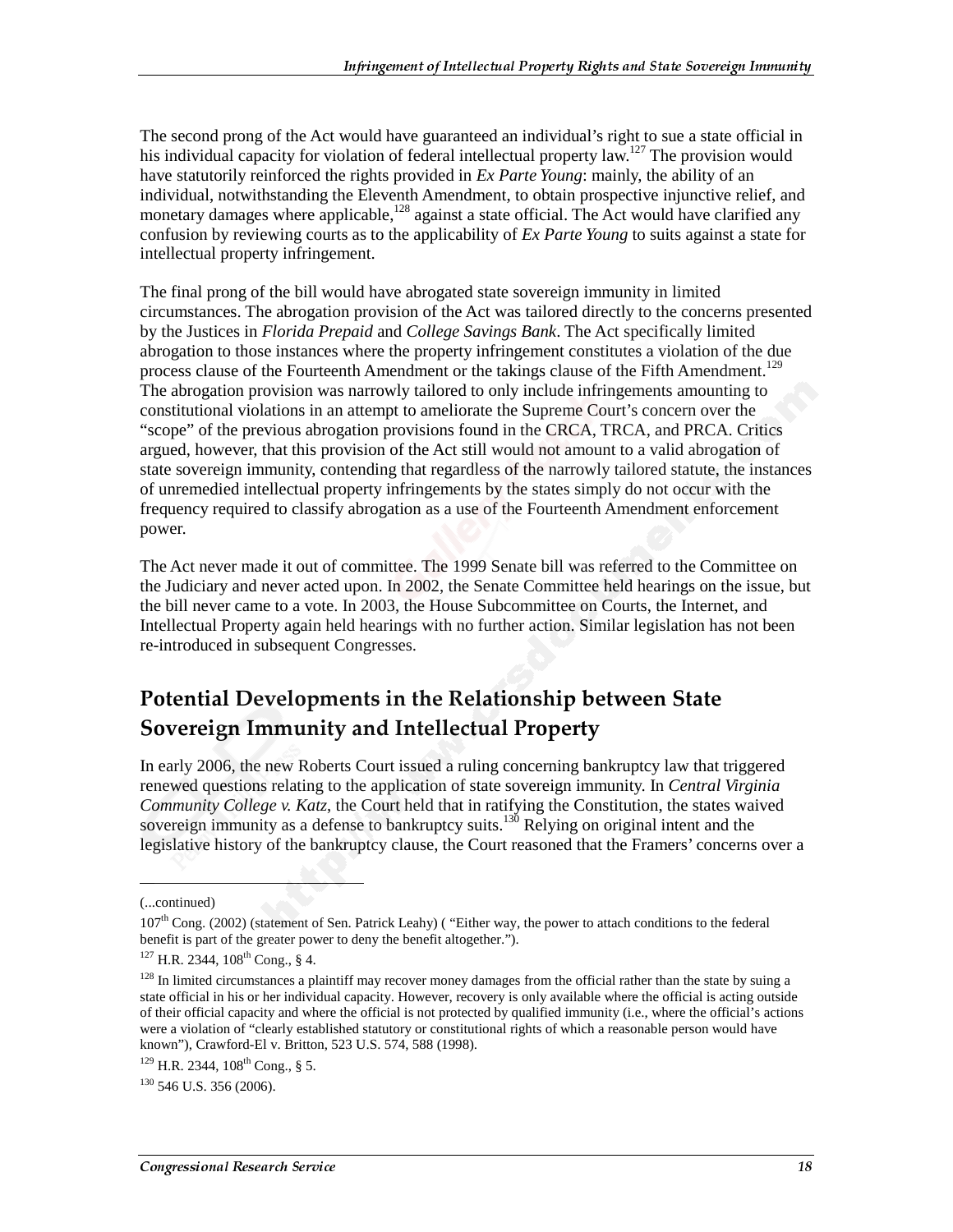The second prong of the Act would have guaranteed an individual's right to sue a state official in his individual capacity for violation of federal intellectual property law.[127] The provision would have statutorily reinforced the rights provided in *Ex Parte Young*: mainly, the ability of an individual, notwithstanding the Eleventh Amendment, to obtain prospective injunctive relief, and monetary damages where applicable,[128] against a state official. The Act would have clarified any confusion by reviewing courts as to the applicability of *Ex Parte Young* to suits against a state for intellectual property infringement.

The final prong of the bill would have abrogated state sovereign immunity in limited circumstances. The abrogation provision of the Act was tailored directly to the concerns presented by the Justices in *Florida Prepaid* and *College Savings Bank*. The Act specifically limited abrogation to those instances where the property infringement constitutes a violation of the due process clause of the Fourteenth Amendment or the takings clause of the Fifth Amendment.[129] The abrogation provision was narrowly tailored to only include infringements amounting to constitutional violations in an attempt to ameliorate the Supreme Court's concern over the "scope" of the previous abrogation provisions found in the CRCA, TRCA, and PRCA. Critics argued, however, that this provision of the Act still would not amount to a valid abrogation of state sovereign immunity, contending that regardless of the narrowly tailored statute, the instances of unremedied intellectual property infringements by the states simply do not occur with the frequency required to classify abrogation as a use of the Fourteenth Amendment enforcement power.

The Act never made it out of committee. The 1999 Senate bill was referred to the Committee on the Judiciary and never acted upon. In 2002, the Senate Committee held hearings on the issue, but the bill never came to a vote. In 2003, the House Subcommittee on Courts, the Internet, and Intellectual Property again held hearings with no further action. Similar legislation has not been re-introduced in subsequent Congresses.

## Potential Developments in the Relationship between State Sovereign Immunity and Intellectual Property

In early 2006, the new Roberts Court issued a ruling concerning bankruptcy law that triggered renewed questions relating to the application of state sovereign immunity. In *Central Virginia Community College v. Katz*, the Court held that in ratifying the Constitution, the states waived sovereign immunity as a defense to bankruptcy suits.[130] Relying on original intent and the legislative history of the bankruptcy clause, the Court reasoned that the Framers' concerns over a

---

(...continued)

107th Cong. (2002) (statement of Sen. Patrick Leahy) ( "Either way, the power to attach conditions to the federal benefit is part of the greater power to deny the benefit altogether.").

[127] H.R. 2344, 108th Cong., § 4.

[128] In limited circumstances a plaintiff may recover money damages from the official rather than the state by suing a state official in his or her individual capacity. However, recovery is only available where the official is acting outside of their official capacity and where the official is not protected by qualified immunity (i.e., where the official's actions were a violation of "clearly established statutory or constitutional rights of which a reasonable person would have known"), Crawford-El v. Britton, 523 U.S. 574, 588 (1998).

[129] H.R. 2344, 108th Cong., § 5.

[130] 546 U.S. 356 (2006).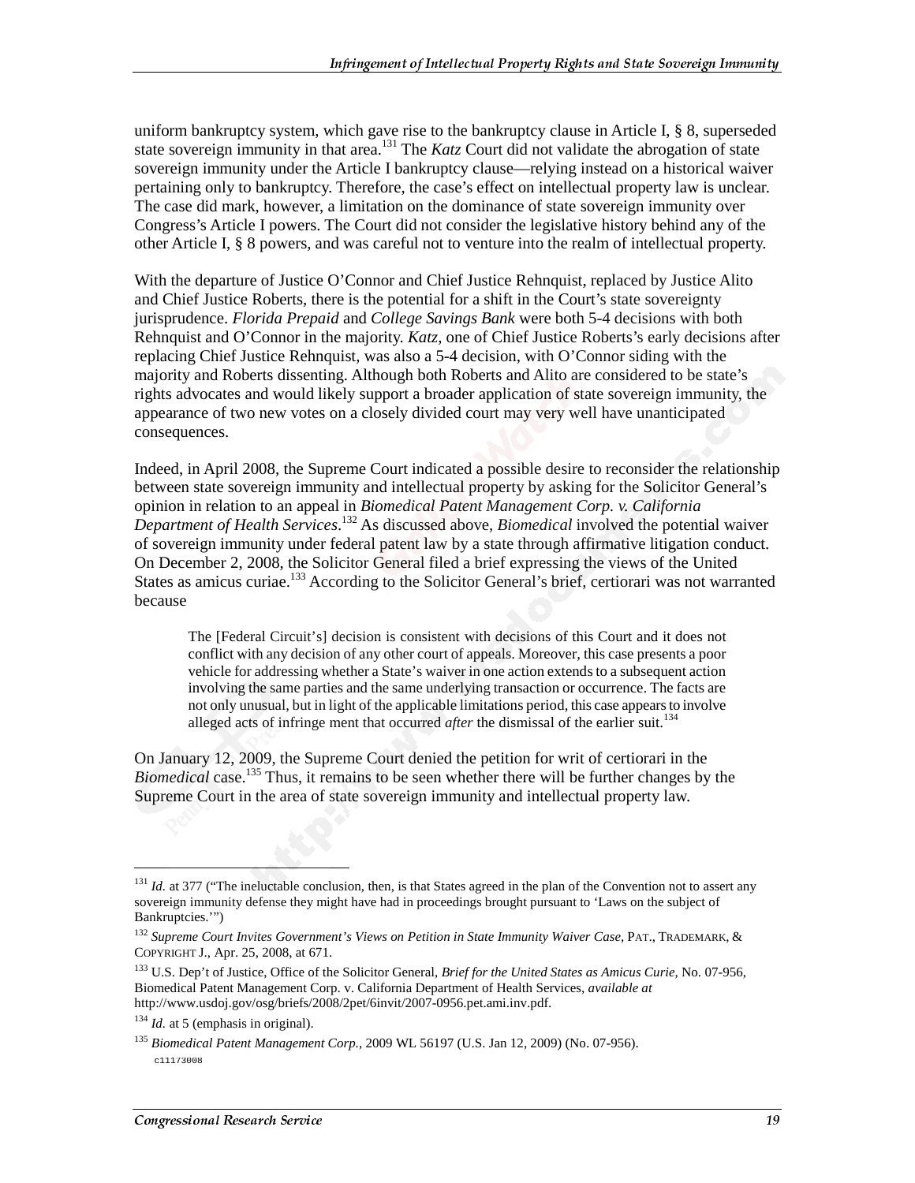uniform bankruptcy system, which gave rise to the bankruptcy clause in Article I, § 8, superseded state sovereign immunity in that area.[131] The *Katz* Court did not validate the abrogation of state sovereign immunity under the Article I bankruptcy clause—relying instead on a historical waiver pertaining only to bankruptcy. Therefore, the case's effect on intellectual property law is unclear. The case did mark, however, a limitation on the dominance of state sovereign immunity over Congress's Article I powers. The Court did not consider the legislative history behind any of the other Article I, § 8 powers, and was careful not to venture into the realm of intellectual property.

With the departure of Justice O'Connor and Chief Justice Rehnquist, replaced by Justice Alito and Chief Justice Roberts, there is the potential for a shift in the Court's state sovereignty jurisprudence. *Florida Prepaid* and *College Savings Bank* were both 5-4 decisions with both Rehnquist and O'Connor in the majority. *Katz*, one of Chief Justice Roberts's early decisions after replacing Chief Justice Rehnquist, was also a 5-4 decision, with O'Connor siding with the majority and Roberts dissenting. Although both Roberts and Alito are considered to be state's rights advocates and would likely support a broader application of state sovereign immunity, the appearance of two new votes on a closely divided court may very well have unanticipated consequences.

Indeed, in April 2008, the Supreme Court indicated a possible desire to reconsider the relationship between state sovereign immunity and intellectual property by asking for the Solicitor General's opinion in relation to an appeal in *Biomedical Patent Management Corp. v. California Department of Health Services*.[132] As discussed above, *Biomedical* involved the potential waiver of sovereign immunity under federal patent law by a state through affirmative litigation conduct. On December 2, 2008, the Solicitor General filed a brief expressing the views of the United States as amicus curiae.[133] According to the Solicitor General's brief, certiorari was not warranted because

> The [Federal Circuit's] decision is consistent with decisions of this Court and it does not conflict with any decision of any other court of appeals. Moreover, this case presents a poor vehicle for addressing whether a State's waiver in one action extends to a subsequent action involving the same parties and the same underlying transaction or occurrence. The facts are not only unusual, but in light of the applicable limitations period, this case appears to involve alleged acts of infringe ment that occurred *after* the dismissal of the earlier suit.[134]

On January 12, 2009, the Supreme Court denied the petition for writ of certiorari in the *Biomedical* case.[135] Thus, it remains to be seen whether there will be further changes by the Supreme Court in the area of state sovereign immunity and intellectual property law.

---

[131] *Id.* at 377 ("The ineluctable conclusion, then, is that States agreed in the plan of the Convention not to assert any sovereign immunity defense they might have had in proceedings brought pursuant to 'Laws on the subject of Bankruptcies.'")

[132] *Supreme Court Invites Government's Views on Petition in State Immunity Waiver Case*, PAT., TRADEMARK, & COPYRIGHT J., Apr. 25, 2008, at 671.

[133] U.S. Dep't of Justice, Office of the Solicitor General, *Brief for the United States as Amicus Curie*, No. 07-956, Biomedical Patent Management Corp. v. California Department of Health Services, *available at* http://www.usdoj.gov/osg/briefs/2008/2pet/6invit/2007-0956.pet.ami.inv.pdf.

[134] *Id.* at 5 (emphasis in original).

[135] *Biomedical Patent Management Corp.*, 2009 WL 56197 (U.S. Jan 12, 2009) (No. 07-956).

c11173008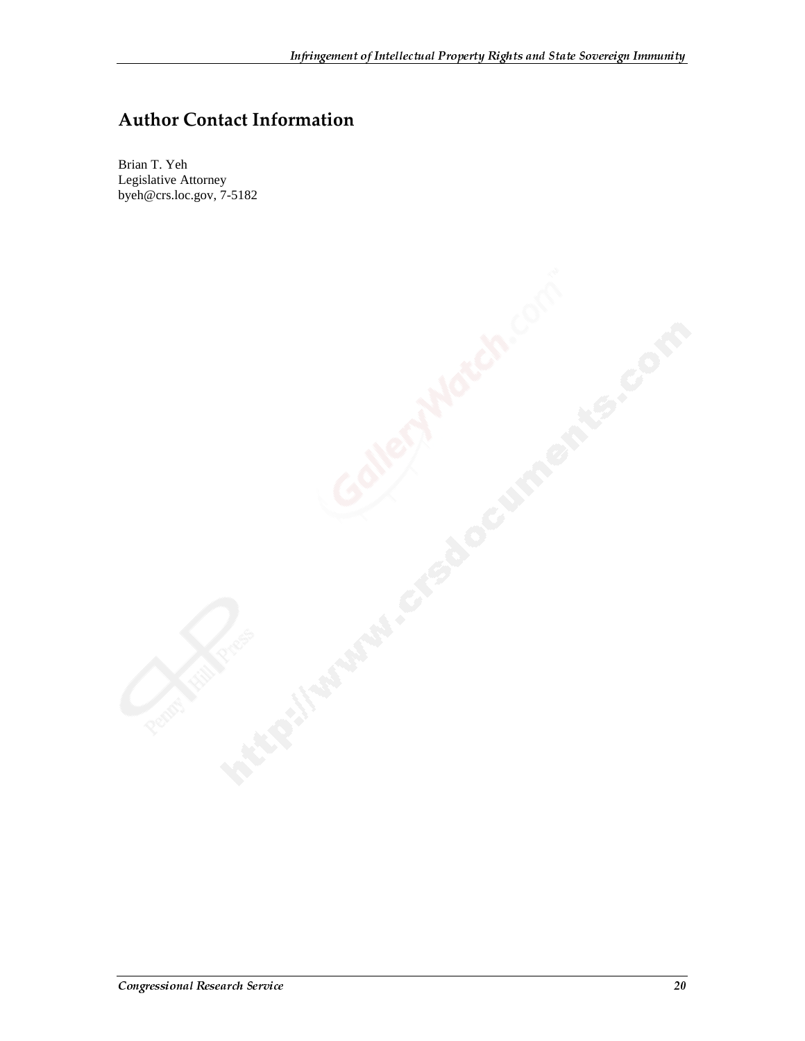## Author Contact Information

Brian T. Yeh
Legislative Attorney
byeh@crs.loc.gov, 7-5182